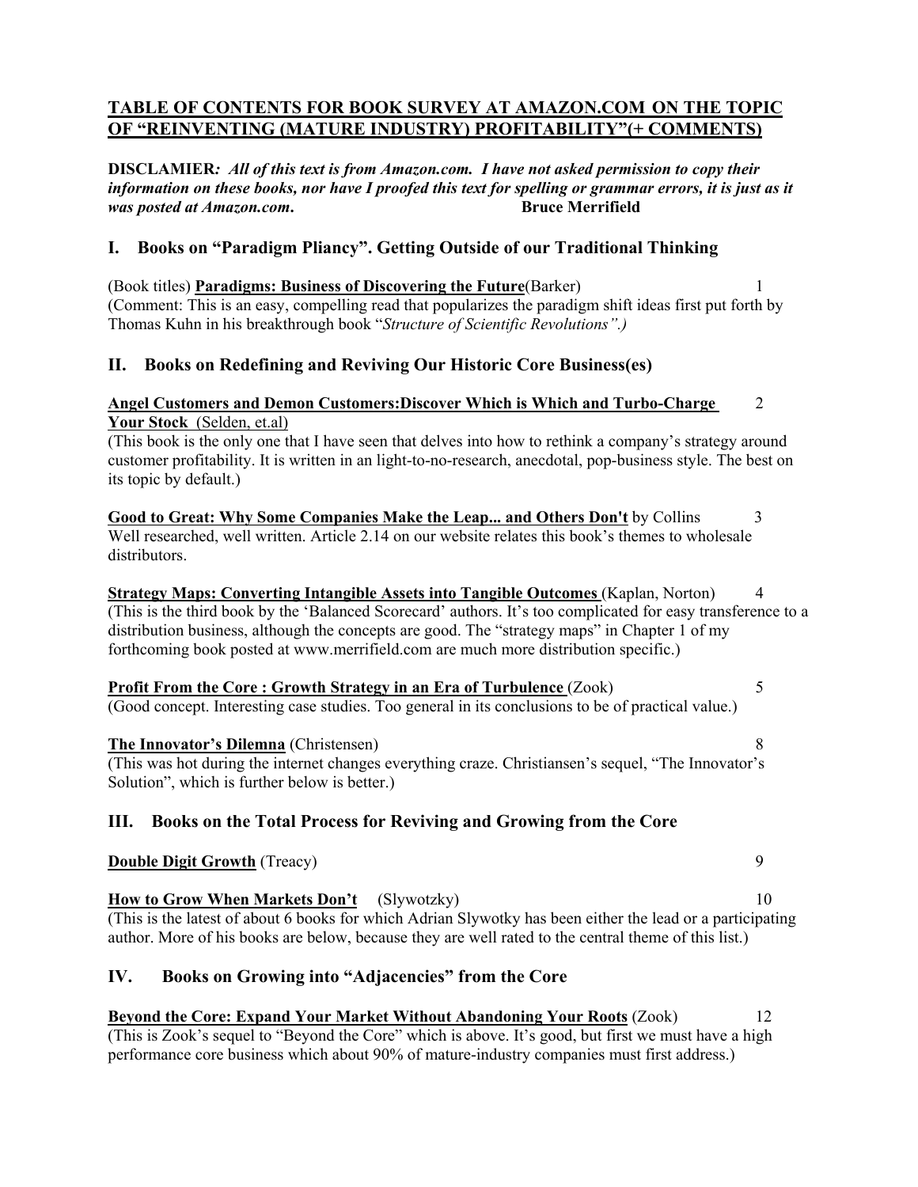## TABLE OF CONTENTS FOR BOOK SURVEY AT AMAZON.COM ON THE TOPIC OF "REINVENTING (MATURE INDUSTRY) PROFITABILITY"(+ COMMENTS)

**DISCLAMIER***: All of this text is from Amazon.com. I have not asked permission to copy their information on these books, nor have I proofed this text for spelling or grammar errors, it is just as it was posted at Amazon.com***.** **Bruce Merrifield**

### I. Books on "Paradigm Pliancy". Getting Outside of our Traditional Thinking

(Book titles) **Paradigms: Business of Discovering the Future**(Barker) 1
(Comment: This is an easy, compelling read that popularizes the paradigm shift ideas first put forth by Thomas Kuhn in his breakthrough book "*Structure of Scientific Revolutions".)*

### II. Books on Redefining and Reviving Our Historic Core Business(es)

**Angel Customers and Demon Customers:Discover Which is Which and Turbo-Charge Your Stock** (Selden, et.al) 2
(This book is the only one that I have seen that delves into how to rethink a company's strategy around customer profitability. It is written in an light-to-no-research, anecdotal, pop-business style. The best on its topic by default.)

**Good to Great: Why Some Companies Make the Leap... and Others Don't** by Collins 3
Well researched, well written. Article 2.14 on our website relates this book's themes to wholesale distributors.

**Strategy Maps: Converting Intangible Assets into Tangible Outcomes** (Kaplan, Norton) 4
(This is the third book by the 'Balanced Scorecard' authors. It's too complicated for easy transference to a distribution business, although the concepts are good. The "strategy maps" in Chapter 1 of my forthcoming book posted at www.merrifield.com are much more distribution specific.)

**Profit From the Core : Growth Strategy in an Era of Turbulence** (Zook) 5
(Good concept. Interesting case studies. Too general in its conclusions to be of practical value.)

**The Innovator's Dilemna** (Christensen) 8
(This was hot during the internet changes everything craze. Christiansen's sequel, "The Innovator's Solution", which is further below is better.)

### III. Books on the Total Process for Reviving and Growing from the Core

**Double Digit Growth** (Treacy) 9

**How to Grow When Markets Don't** (Slywotzky) 10
(This is the latest of about 6 books for which Adrian Slywotky has been either the lead or a participating author. More of his books are below, because they are well rated to the central theme of this list.)

### IV. Books on Growing into "Adjacencies" from the Core

**Beyond the Core: Expand Your Market Without Abandoning Your Roots** (Zook) 12
(This is Zook's sequel to "Beyond the Core" which is above. It's good, but first we must have a high performance core business which about 90% of mature-industry companies must first address.)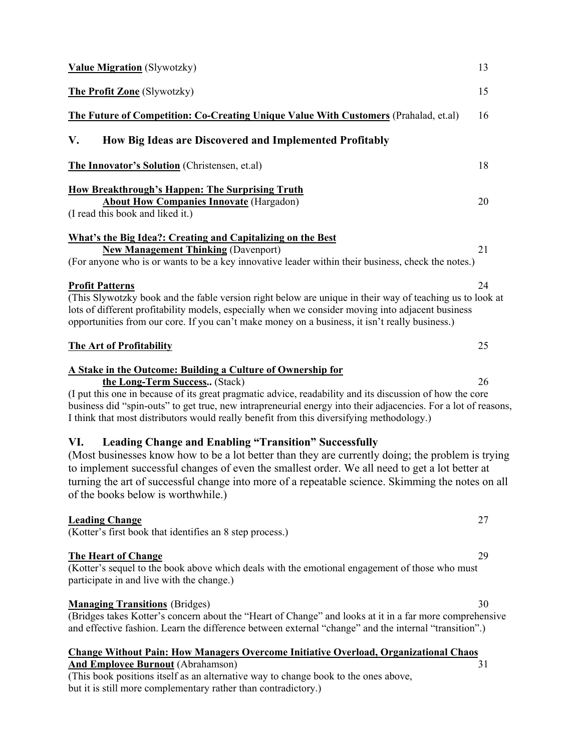**Value Migration** (Slywotzky) 13

**The Profit Zone** (Slywotzky) 15

**The Future of Competition: Co-Creating Unique Value With Customers** (Prahalad, et.al) 16

## V. How Big Ideas are Discovered and Implemented Profitably

**The Innovator's Solution** (Christensen, et.al) 18

**How Breakthrough's Happen: The Surprising Truth About How Companies Innovate** (Hargadon) 20
(I read this book and liked it.)

**What's the Big Idea?: Creating and Capitalizing on the Best New Management Thinking** (Davenport) 21
(For anyone who is or wants to be a key innovative leader within their business, check the notes.)

**Profit Patterns** 24
(This Slywotzky book and the fable version right below are unique in their way of teaching us to look at lots of different profitability models, especially when we consider moving into adjacent business opportunities from our core. If you can't make money on a business, it isn't really business.)

**The Art of Profitability** 25

**A Stake in the Outcome: Building a Culture of Ownership for the Long-Term Success..** (Stack) 26
(I put this one in because of its great pragmatic advice, readability and its discussion of how the core business did "spin-outs" to get true, new intrapreneurial energy into their adjacencies. For a lot of reasons, I think that most distributors would really benefit from this diversifying methodology.)

## VI. Leading Change and Enabling "Transition" Successfully

(Most businesses know how to be a lot better than they are currently doing; the problem is trying to implement successful changes of even the smallest order. We all need to get a lot better at turning the art of successful change into more of a repeatable science. Skimming the notes on all of the books below is worthwhile.)

**Leading Change** 27
(Kotter's first book that identifies an 8 step process.)

**The Heart of Change** 29
(Kotter's sequel to the book above which deals with the emotional engagement of those who must participate in and live with the change.)

**Managing Transitions** (Bridges) 30
(Bridges takes Kotter's concern about the "Heart of Change" and looks at it in a far more comprehensive and effective fashion. Learn the difference between external "change" and the internal "transition".)

**Change Without Pain: How Managers Overcome Initiative Overload, Organizational Chaos And Employee Burnout** (Abrahamson) 31
(This book positions itself as an alternative way to change book to the ones above, but it is still more complementary rather than contradictory.)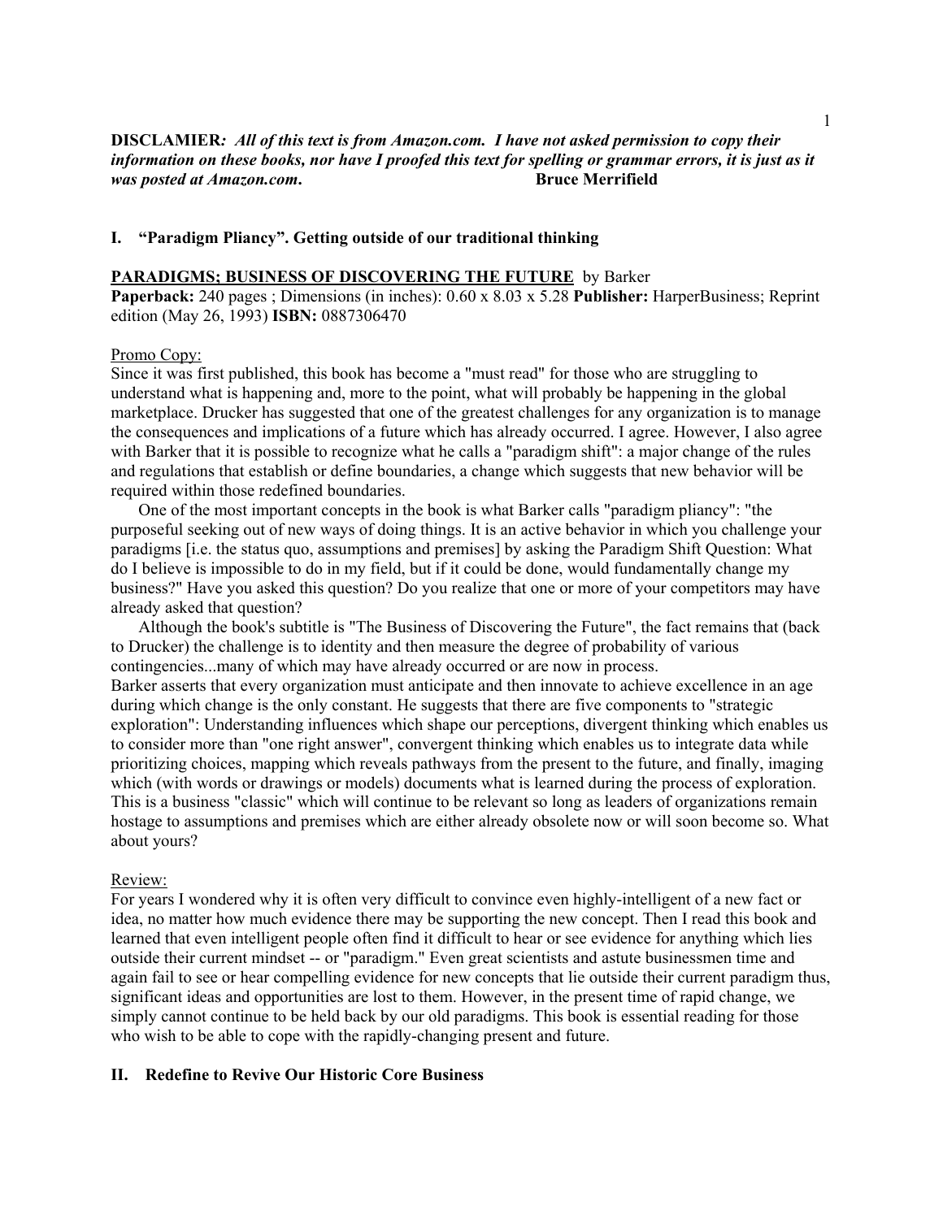**DISCLAMIER*:* *All of this text is from Amazon.com. I have not asked permission to copy their information on these books, nor have I proofed this text for spelling or grammar errors, it is just as it was posted at Amazon.com*. Bruce Merrifield**

## I. "Paradigm Pliancy". Getting outside of our traditional thinking

**PARADIGMS; BUSINESS OF DISCOVERING THE FUTURE** by Barker
**Paperback:** 240 pages ; Dimensions (in inches): 0.60 x 8.03 x 5.28 **Publisher:** HarperBusiness; Reprint edition (May 26, 1993) **ISBN:** 0887306470

Promo Copy:
Since it was first published, this book has become a "must read" for those who are struggling to understand what is happening and, more to the point, what will probably be happening in the global marketplace. Drucker has suggested that one of the greatest challenges for any organization is to manage the consequences and implications of a future which has already occurred. I agree. However, I also agree with Barker that it is possible to recognize what he calls a "paradigm shift": a major change of the rules and regulations that establish or define boundaries, a change which suggests that new behavior will be required within those redefined boundaries.

One of the most important concepts in the book is what Barker calls "paradigm pliancy": "the purposeful seeking out of new ways of doing things. It is an active behavior in which you challenge your paradigms [i.e. the status quo, assumptions and premises] by asking the Paradigm Shift Question: What do I believe is impossible to do in my field, but if it could be done, would fundamentally change my business?" Have you asked this question? Do you realize that one or more of your competitors may have already asked that question?

Although the book's subtitle is "The Business of Discovering the Future", the fact remains that (back to Drucker) the challenge is to identity and then measure the degree of probability of various contingencies...many of which may have already occurred or are now in process.
Barker asserts that every organization must anticipate and then innovate to achieve excellence in an age during which change is the only constant. He suggests that there are five components to "strategic exploration": Understanding influences which shape our perceptions, divergent thinking which enables us to consider more than "one right answer", convergent thinking which enables us to integrate data while prioritizing choices, mapping which reveals pathways from the present to the future, and finally, imaging which (with words or drawings or models) documents what is learned during the process of exploration. This is a business "classic" which will continue to be relevant so long as leaders of organizations remain hostage to assumptions and premises which are either already obsolete now or will soon become so. What about yours?

Review:
For years I wondered why it is often very difficult to convince even highly-intelligent of a new fact or idea, no matter how much evidence there may be supporting the new concept. Then I read this book and learned that even intelligent people often find it difficult to hear or see evidence for anything which lies outside their current mindset -- or "paradigm." Even great scientists and astute businessmen time and again fail to see or hear compelling evidence for new concepts that lie outside their current paradigm thus, significant ideas and opportunities are lost to them. However, in the present time of rapid change, we simply cannot continue to be held back by our old paradigms. This book is essential reading for those who wish to be able to cope with the rapidly-changing present and future.

## II. Redefine to Revive Our Historic Core Business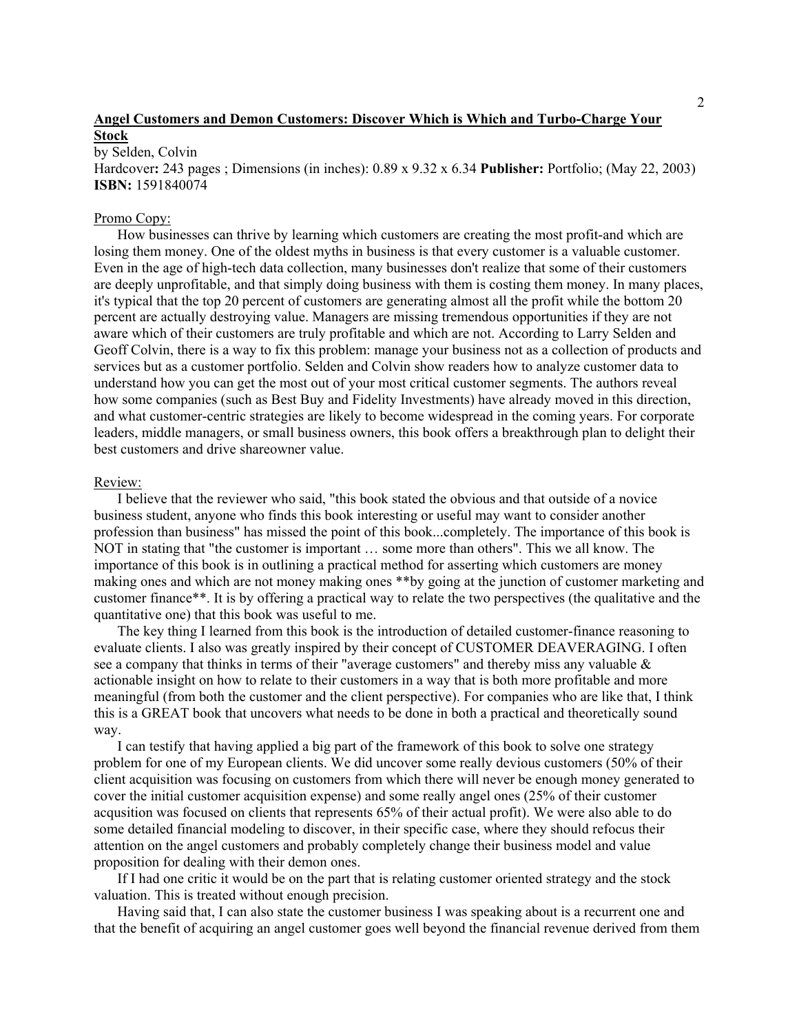**Angel Customers and Demon Customers: Discover Which is Which and Turbo-Charge Your Stock**

by Selden, Colvin

Hardcover**:** 243 pages ; Dimensions (in inches): 0.89 x 9.32 x 6.34 **Publisher:** Portfolio; (May 22, 2003) **ISBN:** 1591840074

Promo Copy:

How businesses can thrive by learning which customers are creating the most profit-and which are losing them money. One of the oldest myths in business is that every customer is a valuable customer. Even in the age of high-tech data collection, many businesses don't realize that some of their customers are deeply unprofitable, and that simply doing business with them is costing them money. In many places, it's typical that the top 20 percent of customers are generating almost all the profit while the bottom 20 percent are actually destroying value. Managers are missing tremendous opportunities if they are not aware which of their customers are truly profitable and which are not. According to Larry Selden and Geoff Colvin, there is a way to fix this problem: manage your business not as a collection of products and services but as a customer portfolio. Selden and Colvin show readers how to analyze customer data to understand how you can get the most out of your most critical customer segments. The authors reveal how some companies (such as Best Buy and Fidelity Investments) have already moved in this direction, and what customer-centric strategies are likely to become widespread in the coming years. For corporate leaders, middle managers, or small business owners, this book offers a breakthrough plan to delight their best customers and drive shareowner value.

Review:

I believe that the reviewer who said, "this book stated the obvious and that outside of a novice business student, anyone who finds this book interesting or useful may want to consider another profession than business" has missed the point of this book...completely. The importance of this book is NOT in stating that "the customer is important … some more than others". This we all know. The importance of this book is in outlining a practical method for asserting which customers are money making ones and which are not money making ones **by going at the junction of customer marketing and customer finance**. It is by offering a practical way to relate the two perspectives (the qualitative and the quantitative one) that this book was useful to me.

The key thing I learned from this book is the introduction of detailed customer-finance reasoning to evaluate clients. I also was greatly inspired by their concept of CUSTOMER DEAVERAGING. I often see a company that thinks in terms of their "average customers" and thereby miss any valuable & actionable insight on how to relate to their customers in a way that is both more profitable and more meaningful (from both the customer and the client perspective). For companies who are like that, I think this is a GREAT book that uncovers what needs to be done in both a practical and theoretically sound way.

I can testify that having applied a big part of the framework of this book to solve one strategy problem for one of my European clients. We did uncover some really devious customers (50% of their client acquisition was focusing on customers from which there will never be enough money generated to cover the initial customer acquisition expense) and some really angel ones (25% of their customer acqusition was focused on clients that represents 65% of their actual profit). We were also able to do some detailed financial modeling to discover, in their specific case, where they should refocus their attention on the angel customers and probably completely change their business model and value proposition for dealing with their demon ones.

If I had one critic it would be on the part that is relating customer oriented strategy and the stock valuation. This is treated without enough precision.

Having said that, I can also state the customer business I was speaking about is a recurrent one and that the benefit of acquiring an angel customer goes well beyond the financial revenue derived from them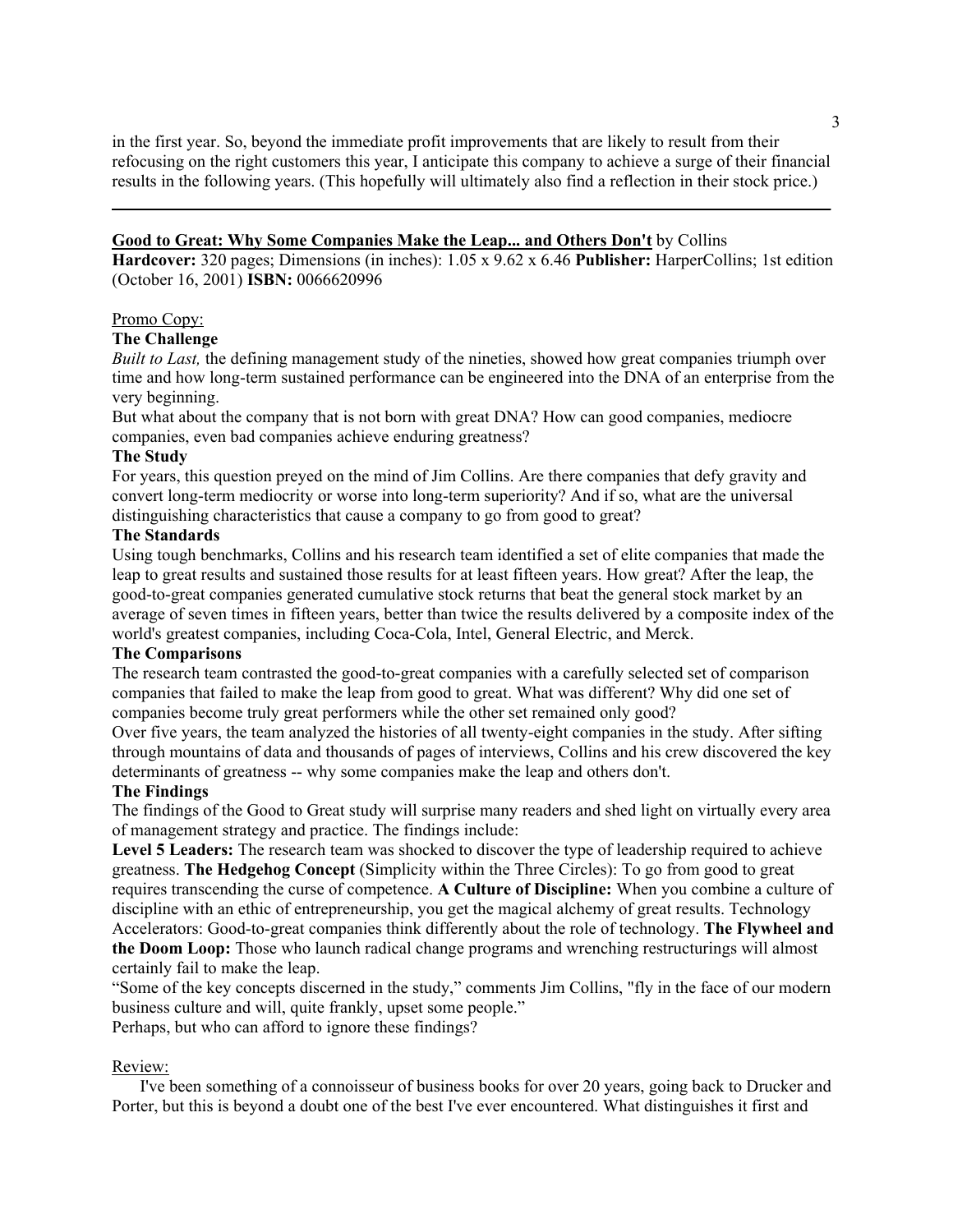in the first year. So, beyond the immediate profit improvements that are likely to result from their refocusing on the right customers this year, I anticipate this company to achieve a surge of their financial results in the following years. (This hopefully will ultimately also find a reflection in their stock price.)

---

**Good to Great: Why Some Companies Make the Leap... and Others Don't** by Collins
**Hardcover:** 320 pages; Dimensions (in inches): 1.05 x 9.62 x 6.46 **Publisher:** HarperCollins; 1st edition (October 16, 2001) **ISBN:** 0066620996

Promo Copy:

**The Challenge**

*Built to Last,* the defining management study of the nineties, showed how great companies triumph over time and how long-term sustained performance can be engineered into the DNA of an enterprise from the very beginning.

But what about the company that is not born with great DNA? How can good companies, mediocre companies, even bad companies achieve enduring greatness?

**The Study**

For years, this question preyed on the mind of Jim Collins. Are there companies that defy gravity and convert long-term mediocrity or worse into long-term superiority? And if so, what are the universal distinguishing characteristics that cause a company to go from good to great?

**The Standards**

Using tough benchmarks, Collins and his research team identified a set of elite companies that made the leap to great results and sustained those results for at least fifteen years. How great? After the leap, the good-to-great companies generated cumulative stock returns that beat the general stock market by an average of seven times in fifteen years, better than twice the results delivered by a composite index of the world's greatest companies, including Coca-Cola, Intel, General Electric, and Merck.

**The Comparisons**

The research team contrasted the good-to-great companies with a carefully selected set of comparison companies that failed to make the leap from good to great. What was different? Why did one set of companies become truly great performers while the other set remained only good?

Over five years, the team analyzed the histories of all twenty-eight companies in the study. After sifting through mountains of data and thousands of pages of interviews, Collins and his crew discovered the key determinants of greatness -- why some companies make the leap and others don't.

**The Findings**

The findings of the Good to Great study will surprise many readers and shed light on virtually every area of management strategy and practice. The findings include:

**Level 5 Leaders:** The research team was shocked to discover the type of leadership required to achieve greatness. **The Hedgehog Concept** (Simplicity within the Three Circles): To go from good to great requires transcending the curse of competence. **A Culture of Discipline:** When you combine a culture of discipline with an ethic of entrepreneurship, you get the magical alchemy of great results. Technology Accelerators: Good-to-great companies think differently about the role of technology. **The Flywheel and the Doom Loop:** Those who launch radical change programs and wrenching restructurings will almost certainly fail to make the leap.

"Some of the key concepts discerned in the study," comments Jim Collins, "fly in the face of our modern business culture and will, quite frankly, upset some people."

Perhaps, but who can afford to ignore these findings?

Review:

I've been something of a connoisseur of business books for over 20 years, going back to Drucker and Porter, but this is beyond a doubt one of the best I've ever encountered. What distinguishes it first and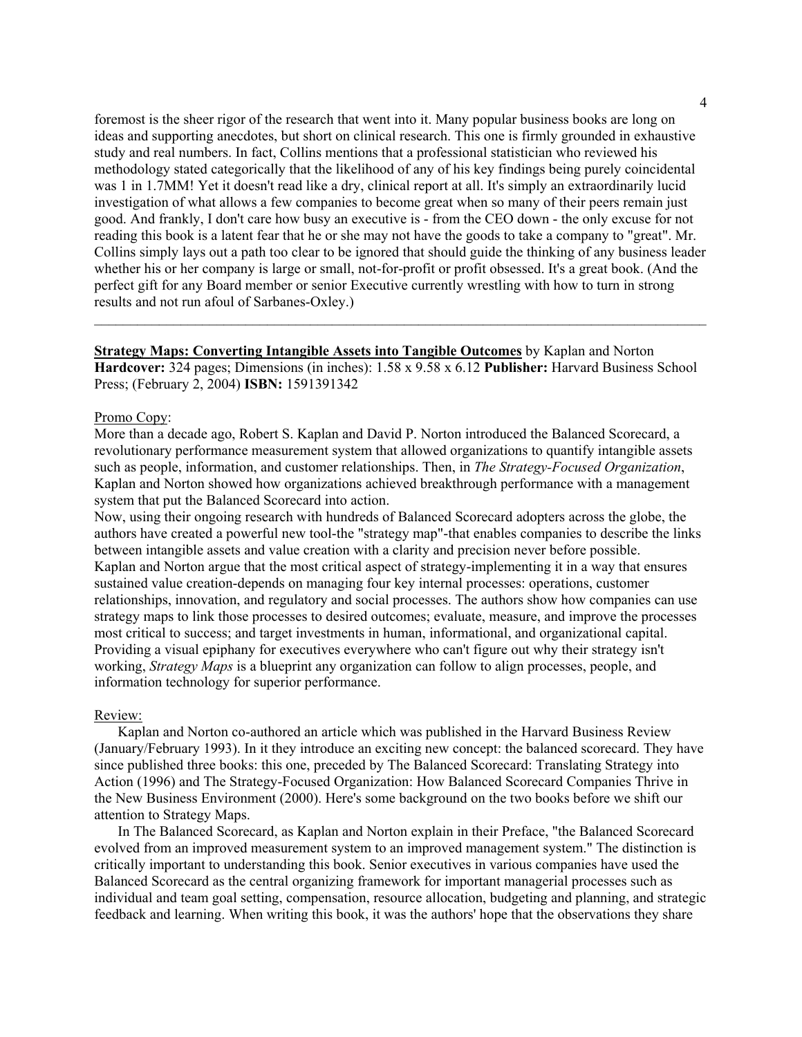foremost is the sheer rigor of the research that went into it. Many popular business books are long on ideas and supporting anecdotes, but short on clinical research. This one is firmly grounded in exhaustive study and real numbers. In fact, Collins mentions that a professional statistician who reviewed his methodology stated categorically that the likelihood of any of his key findings being purely coincidental was 1 in 1.7MM! Yet it doesn't read like a dry, clinical report at all. It's simply an extraordinarily lucid investigation of what allows a few companies to become great when so many of their peers remain just good. And frankly, I don't care how busy an executive is - from the CEO down - the only excuse for not reading this book is a latent fear that he or she may not have the goods to take a company to "great". Mr. Collins simply lays out a path too clear to be ignored that should guide the thinking of any business leader whether his or her company is large or small, not-for-profit or profit obsessed. It's a great book. (And the perfect gift for any Board member or senior Executive currently wrestling with how to turn in strong results and not run afoul of Sarbanes-Oxley.)

---

**Strategy Maps: Converting Intangible Assets into Tangible Outcomes** by Kaplan and Norton
**Hardcover:** 324 pages; Dimensions (in inches): 1.58 x 9.58 x 6.12 **Publisher:** Harvard Business School Press; (February 2, 2004) **ISBN:** 1591391342

Promo Copy:

More than a decade ago, Robert S. Kaplan and David P. Norton introduced the Balanced Scorecard, a revolutionary performance measurement system that allowed organizations to quantify intangible assets such as people, information, and customer relationships. Then, in *The Strategy-Focused Organization*, Kaplan and Norton showed how organizations achieved breakthrough performance with a management system that put the Balanced Scorecard into action.

Now, using their ongoing research with hundreds of Balanced Scorecard adopters across the globe, the authors have created a powerful new tool-the "strategy map"-that enables companies to describe the links between intangible assets and value creation with a clarity and precision never before possible.

Kaplan and Norton argue that the most critical aspect of strategy-implementing it in a way that ensures sustained value creation-depends on managing four key internal processes: operations, customer relationships, innovation, and regulatory and social processes. The authors show how companies can use strategy maps to link those processes to desired outcomes; evaluate, measure, and improve the processes most critical to success; and target investments in human, informational, and organizational capital. Providing a visual epiphany for executives everywhere who can't figure out why their strategy isn't working, *Strategy Maps* is a blueprint any organization can follow to align processes, people, and information technology for superior performance.

Review:

Kaplan and Norton co-authored an article which was published in the Harvard Business Review (January/February 1993). In it they introduce an exciting new concept: the balanced scorecard. They have since published three books: this one, preceded by The Balanced Scorecard: Translating Strategy into Action (1996) and The Strategy-Focused Organization: How Balanced Scorecard Companies Thrive in the New Business Environment (2000). Here's some background on the two books before we shift our attention to Strategy Maps.

In The Balanced Scorecard, as Kaplan and Norton explain in their Preface, "the Balanced Scorecard evolved from an improved measurement system to an improved management system." The distinction is critically important to understanding this book. Senior executives in various companies have used the Balanced Scorecard as the central organizing framework for important managerial processes such as individual and team goal setting, compensation, resource allocation, budgeting and planning, and strategic feedback and learning. When writing this book, it was the authors' hope that the observations they share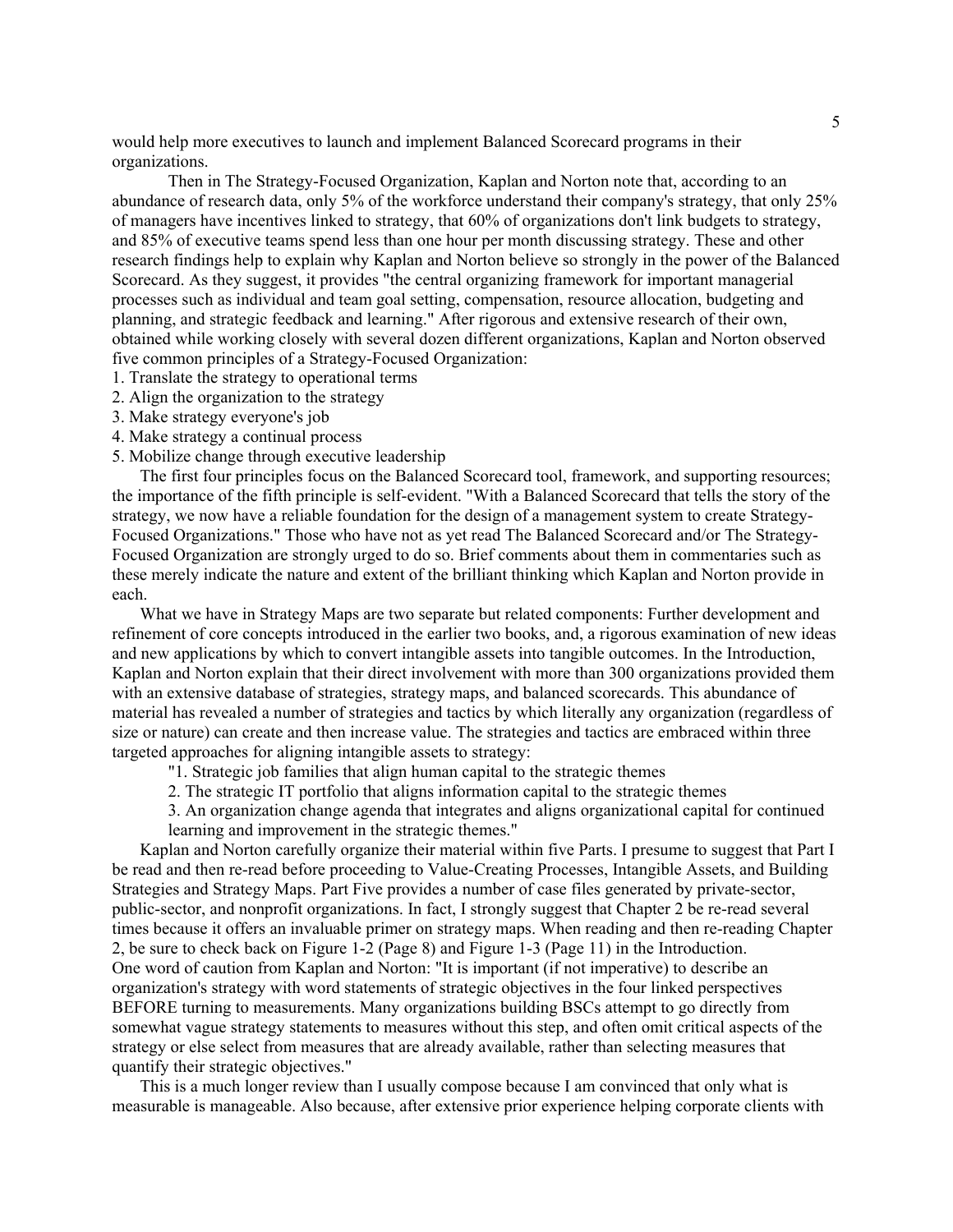would help more executives to launch and implement Balanced Scorecard programs in their organizations.

Then in The Strategy-Focused Organization, Kaplan and Norton note that, according to an abundance of research data, only 5% of the workforce understand their company's strategy, that only 25% of managers have incentives linked to strategy, that 60% of organizations don't link budgets to strategy, and 85% of executive teams spend less than one hour per month discussing strategy. These and other research findings help to explain why Kaplan and Norton believe so strongly in the power of the Balanced Scorecard. As they suggest, it provides "the central organizing framework for important managerial processes such as individual and team goal setting, compensation, resource allocation, budgeting and planning, and strategic feedback and learning." After rigorous and extensive research of their own, obtained while working closely with several dozen different organizations, Kaplan and Norton observed five common principles of a Strategy-Focused Organization:

1. Translate the strategy to operational terms
2. Align the organization to the strategy
3. Make strategy everyone's job
4. Make strategy a continual process
5. Mobilize change through executive leadership

The first four principles focus on the Balanced Scorecard tool, framework, and supporting resources; the importance of the fifth principle is self-evident. "With a Balanced Scorecard that tells the story of the strategy, we now have a reliable foundation for the design of a management system to create Strategy-Focused Organizations." Those who have not as yet read The Balanced Scorecard and/or The Strategy-Focused Organization are strongly urged to do so. Brief comments about them in commentaries such as these merely indicate the nature and extent of the brilliant thinking which Kaplan and Norton provide in each.

What we have in Strategy Maps are two separate but related components: Further development and refinement of core concepts introduced in the earlier two books, and, a rigorous examination of new ideas and new applications by which to convert intangible assets into tangible outcomes. In the Introduction, Kaplan and Norton explain that their direct involvement with more than 300 organizations provided them with an extensive database of strategies, strategy maps, and balanced scorecards. This abundance of material has revealed a number of strategies and tactics by which literally any organization (regardless of size or nature) can create and then increase value. The strategies and tactics are embraced within three targeted approaches for aligning intangible assets to strategy:

"1. Strategic job families that align human capital to the strategic themes

2. The strategic IT portfolio that aligns information capital to the strategic themes

3. An organization change agenda that integrates and aligns organizational capital for continued learning and improvement in the strategic themes."

Kaplan and Norton carefully organize their material within five Parts. I presume to suggest that Part I be read and then re-read before proceeding to Value-Creating Processes, Intangible Assets, and Building Strategies and Strategy Maps. Part Five provides a number of case files generated by private-sector, public-sector, and nonprofit organizations. In fact, I strongly suggest that Chapter 2 be re-read several times because it offers an invaluable primer on strategy maps. When reading and then re-reading Chapter 2, be sure to check back on Figure 1-2 (Page 8) and Figure 1-3 (Page 11) in the Introduction. One word of caution from Kaplan and Norton: "It is important (if not imperative) to describe an organization's strategy with word statements of strategic objectives in the four linked perspectives BEFORE turning to measurements. Many organizations building BSCs attempt to go directly from somewhat vague strategy statements to measures without this step, and often omit critical aspects of the strategy or else select from measures that are already available, rather than selecting measures that quantify their strategic objectives."

This is a much longer review than I usually compose because I am convinced that only what is measurable is manageable. Also because, after extensive prior experience helping corporate clients with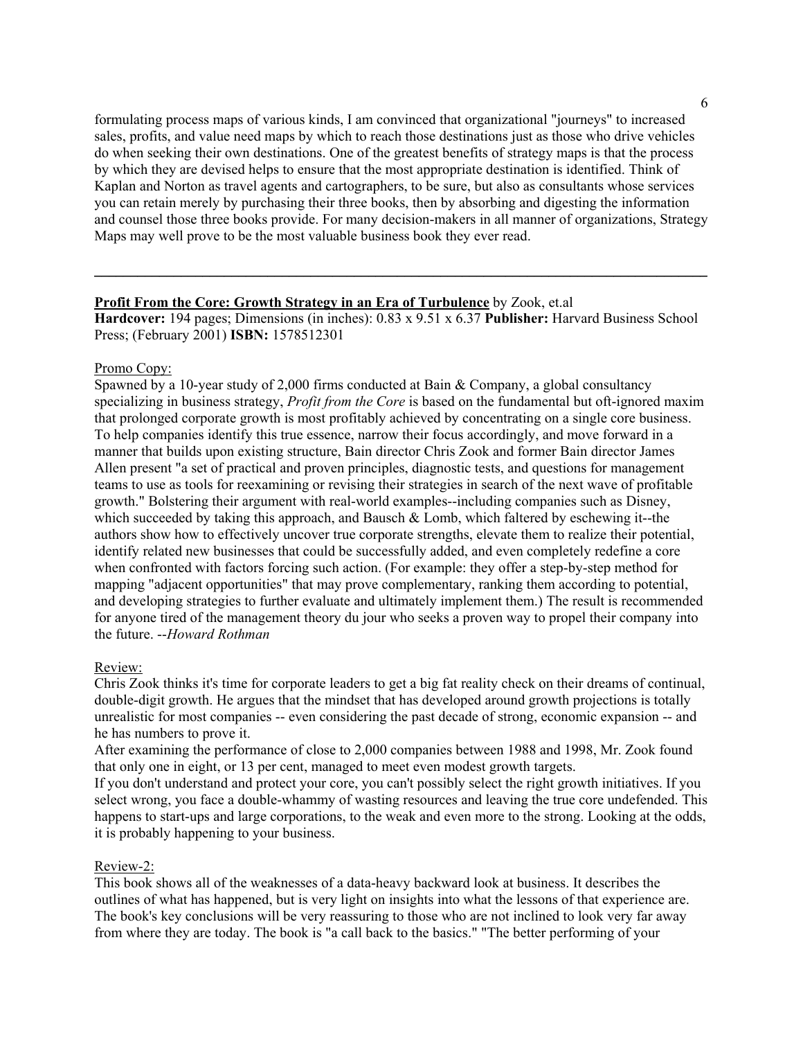formulating process maps of various kinds, I am convinced that organizational "journeys" to increased sales, profits, and value need maps by which to reach those destinations just as those who drive vehicles do when seeking their own destinations. One of the greatest benefits of strategy maps is that the process by which they are devised helps to ensure that the most appropriate destination is identified. Think of Kaplan and Norton as travel agents and cartographers, to be sure, but also as consultants whose services you can retain merely by purchasing their three books, then by absorbing and digesting the information and counsel those three books provide. For many decision-makers in all manner of organizations, Strategy Maps may well prove to be the most valuable business book they ever read.

---

**Profit From the Core: Growth Strategy in an Era of Turbulence** by Zook, et.al
**Hardcover:** 194 pages; Dimensions (in inches): 0.83 x 9.51 x 6.37 **Publisher:** Harvard Business School Press; (February 2001) **ISBN:** 1578512301

Promo Copy:

Spawned by a 10-year study of 2,000 firms conducted at Bain & Company, a global consultancy specializing in business strategy, *Profit from the Core* is based on the fundamental but oft-ignored maxim that prolonged corporate growth is most profitably achieved by concentrating on a single core business. To help companies identify this true essence, narrow their focus accordingly, and move forward in a manner that builds upon existing structure, Bain director Chris Zook and former Bain director James Allen present "a set of practical and proven principles, diagnostic tests, and questions for management teams to use as tools for reexamining or revising their strategies in search of the next wave of profitable growth." Bolstering their argument with real-world examples--including companies such as Disney, which succeeded by taking this approach, and Bausch & Lomb, which faltered by eschewing it--the authors show how to effectively uncover true corporate strengths, elevate them to realize their potential, identify related new businesses that could be successfully added, and even completely redefine a core when confronted with factors forcing such action. (For example: they offer a step-by-step method for mapping "adjacent opportunities" that may prove complementary, ranking them according to potential, and developing strategies to further evaluate and ultimately implement them.) The result is recommended for anyone tired of the management theory du jour who seeks a proven way to propel their company into the future. --*Howard Rothman*

Review:

Chris Zook thinks it's time for corporate leaders to get a big fat reality check on their dreams of continual, double-digit growth. He argues that the mindset that has developed around growth projections is totally unrealistic for most companies -- even considering the past decade of strong, economic expansion -- and he has numbers to prove it.

After examining the performance of close to 2,000 companies between 1988 and 1998, Mr. Zook found that only one in eight, or 13 per cent, managed to meet even modest growth targets.

If you don't understand and protect your core, you can't possibly select the right growth initiatives. If you select wrong, you face a double-whammy of wasting resources and leaving the true core undefended. This happens to start-ups and large corporations, to the weak and even more to the strong. Looking at the odds, it is probably happening to your business.

Review-2:

This book shows all of the weaknesses of a data-heavy backward look at business. It describes the outlines of what has happened, but is very light on insights into what the lessons of that experience are. The book's key conclusions will be very reassuring to those who are not inclined to look very far away from where they are today. The book is "a call back to the basics." "The better performing of your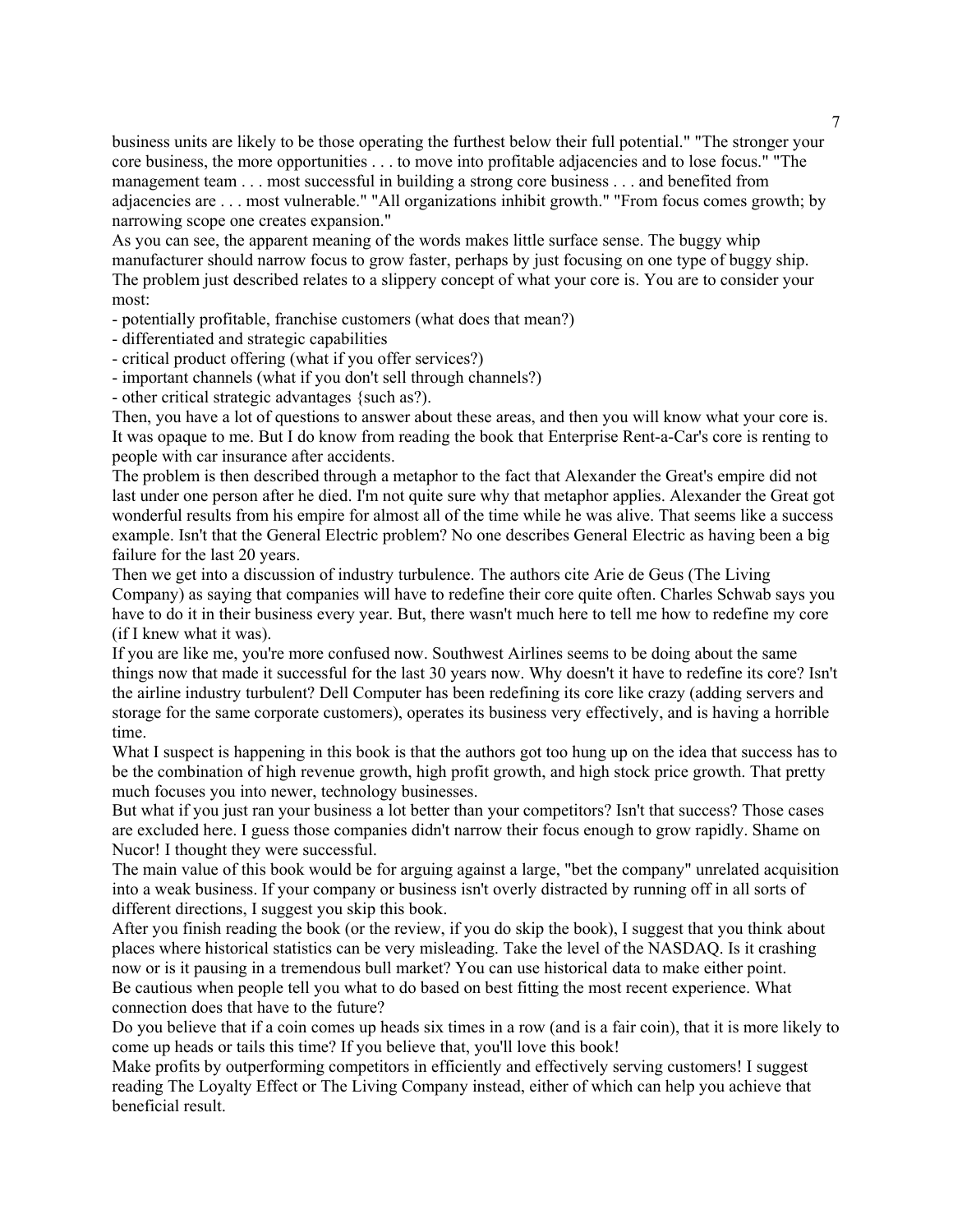business units are likely to be those operating the furthest below their full potential." "The stronger your core business, the more opportunities . . . to move into profitable adjacencies and to lose focus." "The management team . . . most successful in building a strong core business . . . and benefited from adjacencies are . . . most vulnerable." "All organizations inhibit growth." "From focus comes growth; by narrowing scope one creates expansion."

As you can see, the apparent meaning of the words makes little surface sense. The buggy whip manufacturer should narrow focus to grow faster, perhaps by just focusing on one type of buggy ship. The problem just described relates to a slippery concept of what your core is. You are to consider your most:

- potentially profitable, franchise customers (what does that mean?)
- differentiated and strategic capabilities
- critical product offering (what if you offer services?)
- important channels (what if you don't sell through channels?)
- other critical strategic advantages {such as?).

Then, you have a lot of questions to answer about these areas, and then you will know what your core is. It was opaque to me. But I do know from reading the book that Enterprise Rent-a-Car's core is renting to people with car insurance after accidents.

The problem is then described through a metaphor to the fact that Alexander the Great's empire did not last under one person after he died. I'm not quite sure why that metaphor applies. Alexander the Great got wonderful results from his empire for almost all of the time while he was alive. That seems like a success example. Isn't that the General Electric problem? No one describes General Electric as having been a big failure for the last 20 years.

Then we get into a discussion of industry turbulence. The authors cite Arie de Geus (The Living Company) as saying that companies will have to redefine their core quite often. Charles Schwab says you have to do it in their business every year. But, there wasn't much here to tell me how to redefine my core (if I knew what it was).

If you are like me, you're more confused now. Southwest Airlines seems to be doing about the same things now that made it successful for the last 30 years now. Why doesn't it have to redefine its core? Isn't the airline industry turbulent? Dell Computer has been redefining its core like crazy (adding servers and storage for the same corporate customers), operates its business very effectively, and is having a horrible time.

What I suspect is happening in this book is that the authors got too hung up on the idea that success has to be the combination of high revenue growth, high profit growth, and high stock price growth. That pretty much focuses you into newer, technology businesses.

But what if you just ran your business a lot better than your competitors? Isn't that success? Those cases are excluded here. I guess those companies didn't narrow their focus enough to grow rapidly. Shame on Nucor! I thought they were successful.

The main value of this book would be for arguing against a large, "bet the company" unrelated acquisition into a weak business. If your company or business isn't overly distracted by running off in all sorts of different directions, I suggest you skip this book.

After you finish reading the book (or the review, if you do skip the book), I suggest that you think about places where historical statistics can be very misleading. Take the level of the NASDAQ. Is it crashing now or is it pausing in a tremendous bull market? You can use historical data to make either point.

Be cautious when people tell you what to do based on best fitting the most recent experience. What connection does that have to the future?

Do you believe that if a coin comes up heads six times in a row (and is a fair coin), that it is more likely to come up heads or tails this time? If you believe that, you'll love this book!

Make profits by outperforming competitors in efficiently and effectively serving customers! I suggest reading The Loyalty Effect or The Living Company instead, either of which can help you achieve that beneficial result.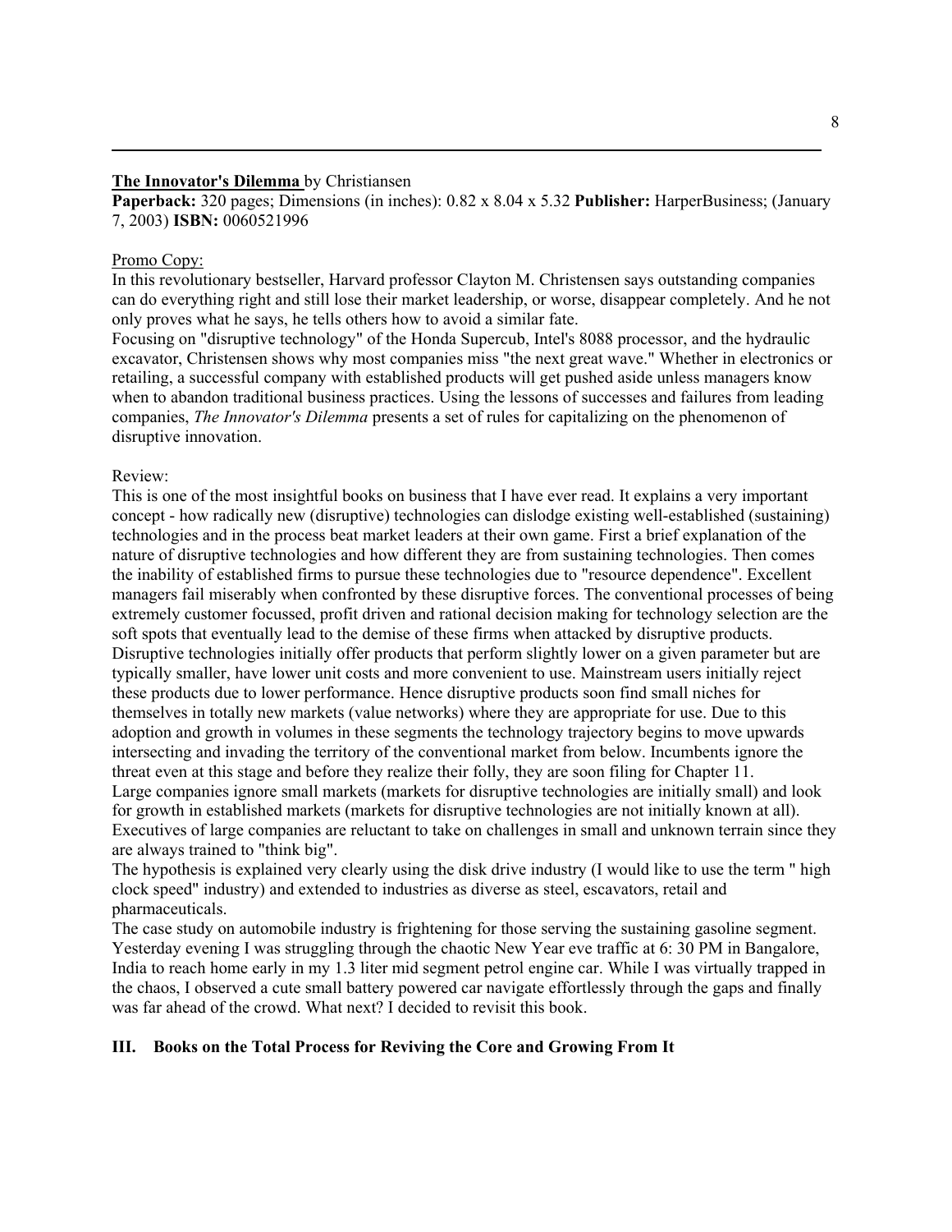**The Innovator's Dilemma** by Christiansen
**Paperback:** 320 pages; Dimensions (in inches): 0.82 x 8.04 x 5.32 **Publisher:** HarperBusiness; (January 7, 2003) **ISBN:** 0060521996

Promo Copy:
In this revolutionary bestseller, Harvard professor Clayton M. Christensen says outstanding companies can do everything right and still lose their market leadership, or worse, disappear completely. And he not only proves what he says, he tells others how to avoid a similar fate.
Focusing on "disruptive technology" of the Honda Supercub, Intel's 8088 processor, and the hydraulic excavator, Christensen shows why most companies miss "the next great wave." Whether in electronics or retailing, a successful company with established products will get pushed aside unless managers know when to abandon traditional business practices. Using the lessons of successes and failures from leading companies, *The Innovator's Dilemma* presents a set of rules for capitalizing on the phenomenon of disruptive innovation.

Review:
This is one of the most insightful books on business that I have ever read. It explains a very important concept - how radically new (disruptive) technologies can dislodge existing well-established (sustaining) technologies and in the process beat market leaders at their own game. First a brief explanation of the nature of disruptive technologies and how different they are from sustaining technologies. Then comes the inability of established firms to pursue these technologies due to "resource dependence". Excellent managers fail miserably when confronted by these disruptive forces. The conventional processes of being extremely customer focussed, profit driven and rational decision making for technology selection are the soft spots that eventually lead to the demise of these firms when attacked by disruptive products. Disruptive technologies initially offer products that perform slightly lower on a given parameter but are typically smaller, have lower unit costs and more convenient to use. Mainstream users initially reject these products due to lower performance. Hence disruptive products soon find small niches for themselves in totally new markets (value networks) where they are appropriate for use. Due to this adoption and growth in volumes in these segments the technology trajectory begins to move upwards intersecting and invading the territory of the conventional market from below. Incumbents ignore the threat even at this stage and before they realize their folly, they are soon filing for Chapter 11.
Large companies ignore small markets (markets for disruptive technologies are initially small) and look for growth in established markets (markets for disruptive technologies are not initially known at all). Executives of large companies are reluctant to take on challenges in small and unknown terrain since they are always trained to "think big".
The hypothesis is explained very clearly using the disk drive industry (I would like to use the term " high clock speed" industry) and extended to industries as diverse as steel, escavators, retail and pharmaceuticals.
The case study on automobile industry is frightening for those serving the sustaining gasoline segment. Yesterday evening I was struggling through the chaotic New Year eve traffic at 6: 30 PM in Bangalore, India to reach home early in my 1.3 liter mid segment petrol engine car. While I was virtually trapped in the chaos, I observed a cute small battery powered car navigate effortlessly through the gaps and finally was far ahead of the crowd. What next? I decided to revisit this book.

## III. Books on the Total Process for Reviving the Core and Growing From It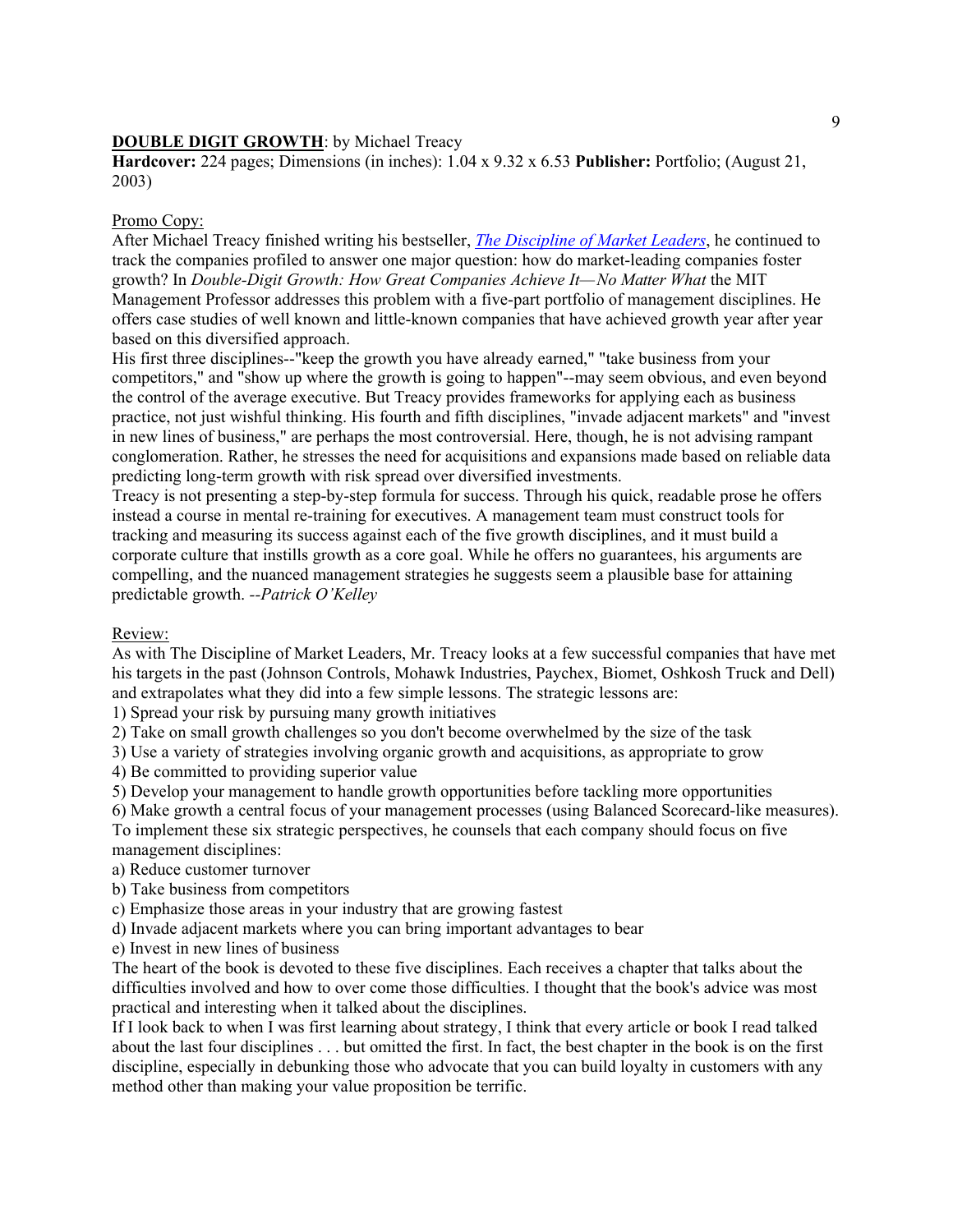**DOUBLE DIGIT GROWTH**: by Michael Treacy

**Hardcover:** 224 pages; Dimensions (in inches): 1.04 x 9.32 x 6.53 **Publisher:** Portfolio; (August 21, 2003)

Promo Copy:

After Michael Treacy finished writing his bestseller, *The Discipline of Market Leaders*, he continued to track the companies profiled to answer one major question: how do market-leading companies foster growth? In *Double-Digit Growth: How Great Companies Achieve It—No Matter What* the MIT Management Professor addresses this problem with a five-part portfolio of management disciplines. He offers case studies of well known and little-known companies that have achieved growth year after year based on this diversified approach.

His first three disciplines--"keep the growth you have already earned," "take business from your competitors," and "show up where the growth is going to happen"--may seem obvious, and even beyond the control of the average executive. But Treacy provides frameworks for applying each as business practice, not just wishful thinking. His fourth and fifth disciplines, "invade adjacent markets" and "invest in new lines of business," are perhaps the most controversial. Here, though, he is not advising rampant conglomeration. Rather, he stresses the need for acquisitions and expansions made based on reliable data predicting long-term growth with risk spread over diversified investments.

Treacy is not presenting a step-by-step formula for success. Through his quick, readable prose he offers instead a course in mental re-training for executives. A management team must construct tools for tracking and measuring its success against each of the five growth disciplines, and it must build a corporate culture that instills growth as a core goal. While he offers no guarantees, his arguments are compelling, and the nuanced management strategies he suggests seem a plausible base for attaining predictable growth. *--Patrick O'Kelley*

Review:

As with The Discipline of Market Leaders, Mr. Treacy looks at a few successful companies that have met his targets in the past (Johnson Controls, Mohawk Industries, Paychex, Biomet, Oshkosh Truck and Dell) and extrapolates what they did into a few simple lessons. The strategic lessons are:

1) Spread your risk by pursuing many growth initiatives
2) Take on small growth challenges so you don't become overwhelmed by the size of the task
3) Use a variety of strategies involving organic growth and acquisitions, as appropriate to grow
4) Be committed to providing superior value
5) Develop your management to handle growth opportunities before tackling more opportunities
6) Make growth a central focus of your management processes (using Balanced Scorecard-like measures).

To implement these six strategic perspectives, he counsels that each company should focus on five management disciplines:

a) Reduce customer turnover
b) Take business from competitors
c) Emphasize those areas in your industry that are growing fastest
d) Invade adjacent markets where you can bring important advantages to bear
e) Invest in new lines of business

The heart of the book is devoted to these five disciplines. Each receives a chapter that talks about the difficulties involved and how to over come those difficulties. I thought that the book's advice was most practical and interesting when it talked about the disciplines.

If I look back to when I was first learning about strategy, I think that every article or book I read talked about the last four disciplines . . . but omitted the first. In fact, the best chapter in the book is on the first discipline, especially in debunking those who advocate that you can build loyalty in customers with any method other than making your value proposition be terrific.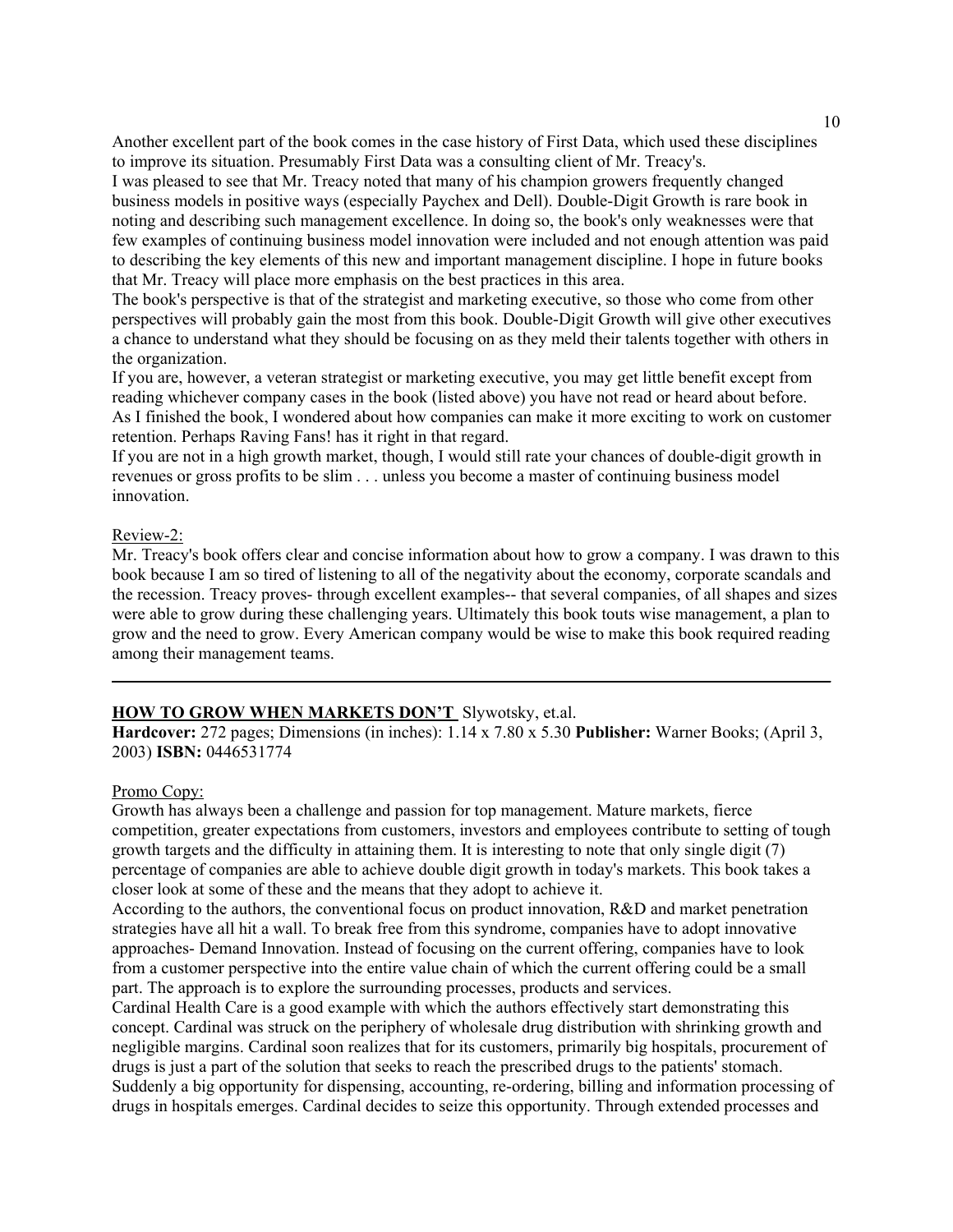Another excellent part of the book comes in the case history of First Data, which used these disciplines to improve its situation. Presumably First Data was a consulting client of Mr. Treacy's.

I was pleased to see that Mr. Treacy noted that many of his champion growers frequently changed business models in positive ways (especially Paychex and Dell). Double-Digit Growth is rare book in noting and describing such management excellence. In doing so, the book's only weaknesses were that few examples of continuing business model innovation were included and not enough attention was paid to describing the key elements of this new and important management discipline. I hope in future books that Mr. Treacy will place more emphasis on the best practices in this area.

The book's perspective is that of the strategist and marketing executive, so those who come from other perspectives will probably gain the most from this book. Double-Digit Growth will give other executives a chance to understand what they should be focusing on as they meld their talents together with others in the organization.

If you are, however, a veteran strategist or marketing executive, you may get little benefit except from reading whichever company cases in the book (listed above) you have not read or heard about before.

As I finished the book, I wondered about how companies can make it more exciting to work on customer retention. Perhaps Raving Fans! has it right in that regard.

If you are not in a high growth market, though, I would still rate your chances of double-digit growth in revenues or gross profits to be slim . . . unless you become a master of continuing business model innovation.

Review-2:

Mr. Treacy's book offers clear and concise information about how to grow a company. I was drawn to this book because I am so tired of listening to all of the negativity about the economy, corporate scandals and the recession. Treacy proves- through excellent examples-- that several companies, of all shapes and sizes were able to grow during these challenging years. Ultimately this book touts wise management, a plan to grow and the need to grow. Every American company would be wise to make this book required reading among their management teams.

---

**HOW TO GROW WHEN MARKETS DON'T** Slywotsky, et.al.

**Hardcover:** 272 pages; Dimensions (in inches): 1.14 x 7.80 x 5.30 **Publisher:** Warner Books; (April 3, 2003) **ISBN:** 0446531774

Promo Copy:

Growth has always been a challenge and passion for top management. Mature markets, fierce competition, greater expectations from customers, investors and employees contribute to setting of tough growth targets and the difficulty in attaining them. It is interesting to note that only single digit (7) percentage of companies are able to achieve double digit growth in today's markets. This book takes a closer look at some of these and the means that they adopt to achieve it.

According to the authors, the conventional focus on product innovation, R&D and market penetration strategies have all hit a wall. To break free from this syndrome, companies have to adopt innovative approaches- Demand Innovation. Instead of focusing on the current offering, companies have to look from a customer perspective into the entire value chain of which the current offering could be a small part. The approach is to explore the surrounding processes, products and services.

Cardinal Health Care is a good example with which the authors effectively start demonstrating this concept. Cardinal was struck on the periphery of wholesale drug distribution with shrinking growth and negligible margins. Cardinal soon realizes that for its customers, primarily big hospitals, procurement of drugs is just a part of the solution that seeks to reach the prescribed drugs to the patients' stomach. Suddenly a big opportunity for dispensing, accounting, re-ordering, billing and information processing of drugs in hospitals emerges. Cardinal decides to seize this opportunity. Through extended processes and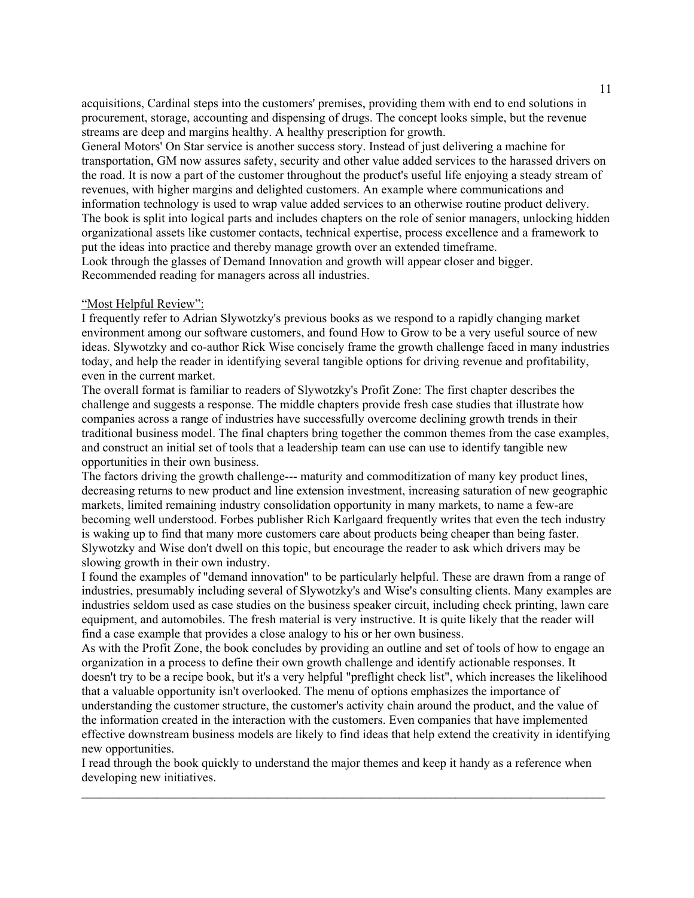acquisitions, Cardinal steps into the customers' premises, providing them with end to end solutions in procurement, storage, accounting and dispensing of drugs. The concept looks simple, but the revenue streams are deep and margins healthy. A healthy prescription for growth.

General Motors' On Star service is another success story. Instead of just delivering a machine for transportation, GM now assures safety, security and other value added services to the harassed drivers on the road. It is now a part of the customer throughout the product's useful life enjoying a steady stream of revenues, with higher margins and delighted customers. An example where communications and information technology is used to wrap value added services to an otherwise routine product delivery.

The book is split into logical parts and includes chapters on the role of senior managers, unlocking hidden organizational assets like customer contacts, technical expertise, process excellence and a framework to put the ideas into practice and thereby manage growth over an extended timeframe.

Look through the glasses of Demand Innovation and growth will appear closer and bigger.

Recommended reading for managers across all industries.

<u>"Most Helpful Review":</u>

I frequently refer to Adrian Slywotzky's previous books as we respond to a rapidly changing market environment among our software customers, and found How to Grow to be a very useful source of new ideas. Slywotzky and co-author Rick Wise concisely frame the growth challenge faced in many industries today, and help the reader in identifying several tangible options for driving revenue and profitability, even in the current market.

The overall format is familiar to readers of Slywotzky's Profit Zone: The first chapter describes the challenge and suggests a response. The middle chapters provide fresh case studies that illustrate how companies across a range of industries have successfully overcome declining growth trends in their traditional business model. The final chapters bring together the common themes from the case examples, and construct an initial set of tools that a leadership team can use can use to identify tangible new opportunities in their own business.

The factors driving the growth challenge--- maturity and commoditization of many key product lines, decreasing returns to new product and line extension investment, increasing saturation of new geographic markets, limited remaining industry consolidation opportunity in many markets, to name a few-are becoming well understood. Forbes publisher Rich Karlgaard frequently writes that even the tech industry is waking up to find that many more customers care about products being cheaper than being faster. Slywotzky and Wise don't dwell on this topic, but encourage the reader to ask which drivers may be slowing growth in their own industry.

I found the examples of "demand innovation" to be particularly helpful. These are drawn from a range of industries, presumably including several of Slywotzky's and Wise's consulting clients. Many examples are industries seldom used as case studies on the business speaker circuit, including check printing, lawn care equipment, and automobiles. The fresh material is very instructive. It is quite likely that the reader will find a case example that provides a close analogy to his or her own business.

As with the Profit Zone, the book concludes by providing an outline and set of tools of how to engage an organization in a process to define their own growth challenge and identify actionable responses. It doesn't try to be a recipe book, but it's a very helpful "preflight check list", which increases the likelihood that a valuable opportunity isn't overlooked. The menu of options emphasizes the importance of understanding the customer structure, the customer's activity chain around the product, and the value of the information created in the interaction with the customers. Even companies that have implemented effective downstream business models are likely to find ideas that help extend the creativity in identifying new opportunities.

I read through the book quickly to understand the major themes and keep it handy as a reference when developing new initiatives.

---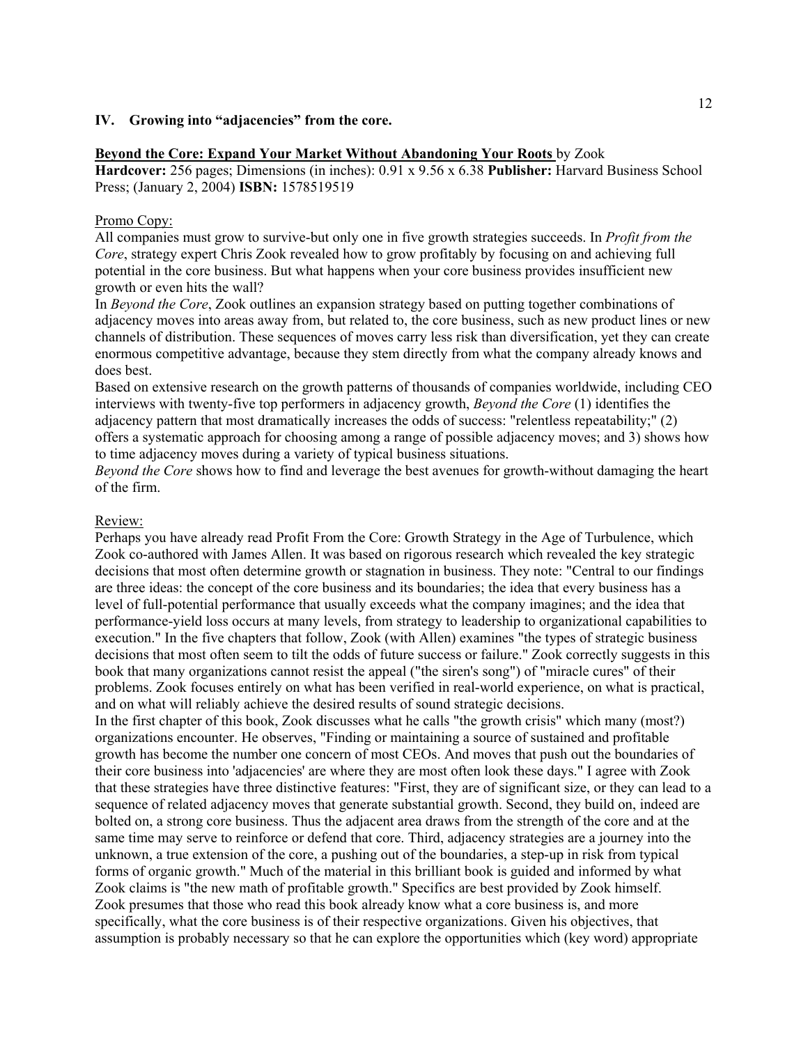## IV. Growing into "adjacencies" from the core.

**Beyond the Core: Expand Your Market Without Abandoning Your Roots** by Zook
**Hardcover:** 256 pages; Dimensions (in inches): 0.91 x 9.56 x 6.38 **Publisher:** Harvard Business School Press; (January 2, 2004) **ISBN:** 1578519519

Promo Copy:

All companies must grow to survive-but only one in five growth strategies succeeds. In *Profit from the Core*, strategy expert Chris Zook revealed how to grow profitably by focusing on and achieving full potential in the core business. But what happens when your core business provides insufficient new growth or even hits the wall?

In *Beyond the Core*, Zook outlines an expansion strategy based on putting together combinations of adjacency moves into areas away from, but related to, the core business, such as new product lines or new channels of distribution. These sequences of moves carry less risk than diversification, yet they can create enormous competitive advantage, because they stem directly from what the company already knows and does best.

Based on extensive research on the growth patterns of thousands of companies worldwide, including CEO interviews with twenty-five top performers in adjacency growth, *Beyond the Core* (1) identifies the adjacency pattern that most dramatically increases the odds of success: "relentless repeatability;" (2) offers a systematic approach for choosing among a range of possible adjacency moves; and 3) shows how to time adjacency moves during a variety of typical business situations.

*Beyond the Core* shows how to find and leverage the best avenues for growth-without damaging the heart of the firm.

Review:

Perhaps you have already read Profit From the Core: Growth Strategy in the Age of Turbulence, which Zook co-authored with James Allen. It was based on rigorous research which revealed the key strategic decisions that most often determine growth or stagnation in business. They note: "Central to our findings are three ideas: the concept of the core business and its boundaries; the idea that every business has a level of full-potential performance that usually exceeds what the company imagines; and the idea that performance-yield loss occurs at many levels, from strategy to leadership to organizational capabilities to execution." In the five chapters that follow, Zook (with Allen) examines "the types of strategic business decisions that most often seem to tilt the odds of future success or failure." Zook correctly suggests in this book that many organizations cannot resist the appeal ("the siren's song") of "miracle cures" of their problems. Zook focuses entirely on what has been verified in real-world experience, on what is practical, and on what will reliably achieve the desired results of sound strategic decisions.

In the first chapter of this book, Zook discusses what he calls "the growth crisis" which many (most?) organizations encounter. He observes, "Finding or maintaining a source of sustained and profitable growth has become the number one concern of most CEOs. And moves that push out the boundaries of their core business into 'adjacencies' are where they are most often look these days." I agree with Zook that these strategies have three distinctive features: "First, they are of significant size, or they can lead to a sequence of related adjacency moves that generate substantial growth. Second, they build on, indeed are bolted on, a strong core business. Thus the adjacent area draws from the strength of the core and at the same time may serve to reinforce or defend that core. Third, adjacency strategies are a journey into the unknown, a true extension of the core, a pushing out of the boundaries, a step-up in risk from typical forms of organic growth." Much of the material in this brilliant book is guided and informed by what Zook claims is "the new math of profitable growth." Specifics are best provided by Zook himself.

Zook presumes that those who read this book already know what a core business is, and more specifically, what the core business is of their respective organizations. Given his objectives, that assumption is probably necessary so that he can explore the opportunities which (key word) appropriate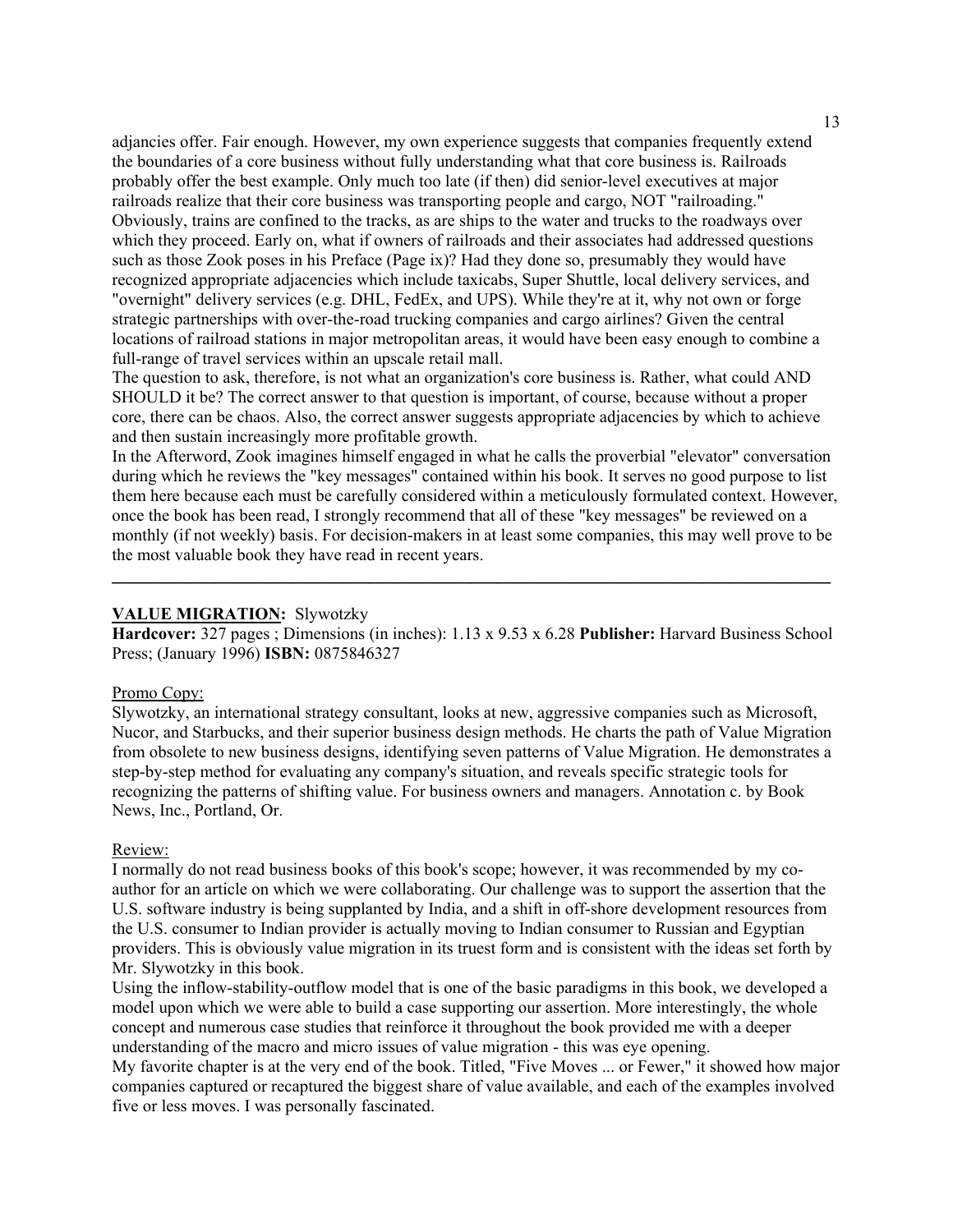adjancies offer. Fair enough. However, my own experience suggests that companies frequently extend the boundaries of a core business without fully understanding what that core business is. Railroads probably offer the best example. Only much too late (if then) did senior-level executives at major railroads realize that their core business was transporting people and cargo, NOT "railroading." Obviously, trains are confined to the tracks, as are ships to the water and trucks to the roadways over which they proceed. Early on, what if owners of railroads and their associates had addressed questions such as those Zook poses in his Preface (Page ix)? Had they done so, presumably they would have recognized appropriate adjacencies which include taxicabs, Super Shuttle, local delivery services, and "overnight" delivery services (e.g. DHL, FedEx, and UPS). While they're at it, why not own or forge strategic partnerships with over-the-road trucking companies and cargo airlines? Given the central locations of railroad stations in major metropolitan areas, it would have been easy enough to combine a full-range of travel services within an upscale retail mall.

The question to ask, therefore, is not what an organization's core business is. Rather, what could AND SHOULD it be? The correct answer to that question is important, of course, because without a proper core, there can be chaos. Also, the correct answer suggests appropriate adjacencies by which to achieve and then sustain increasingly more profitable growth.

In the Afterword, Zook imagines himself engaged in what he calls the proverbial "elevator" conversation during which he reviews the "key messages" contained within his book. It serves no good purpose to list them here because each must be carefully considered within a meticulously formulated context. However, once the book has been read, I strongly recommend that all of these "key messages" be reviewed on a monthly (if not weekly) basis. For decision-makers in at least some companies, this may well prove to be the most valuable book they have read in recent years.

---

**VALUE MIGRATION:** Slywotzky

**Hardcover:** 327 pages ; Dimensions (in inches): 1.13 x 9.53 x 6.28 **Publisher:** Harvard Business School Press; (January 1996) **ISBN:** 0875846327

Promo Copy:

Slywotzky, an international strategy consultant, looks at new, aggressive companies such as Microsoft, Nucor, and Starbucks, and their superior business design methods. He charts the path of Value Migration from obsolete to new business designs, identifying seven patterns of Value Migration. He demonstrates a step-by-step method for evaluating any company's situation, and reveals specific strategic tools for recognizing the patterns of shifting value. For business owners and managers. Annotation c. by Book News, Inc., Portland, Or.

Review:

I normally do not read business books of this book's scope; however, it was recommended by my co-author for an article on which we were collaborating. Our challenge was to support the assertion that the U.S. software industry is being supplanted by India, and a shift in off-shore development resources from the U.S. consumer to Indian provider is actually moving to Indian consumer to Russian and Egyptian providers. This is obviously value migration in its truest form and is consistent with the ideas set forth by Mr. Slywotzky in this book.

Using the inflow-stability-outflow model that is one of the basic paradigms in this book, we developed a model upon which we were able to build a case supporting our assertion. More interestingly, the whole concept and numerous case studies that reinforce it throughout the book provided me with a deeper understanding of the macro and micro issues of value migration - this was eye opening.

My favorite chapter is at the very end of the book. Titled, "Five Moves ... or Fewer," it showed how major companies captured or recaptured the biggest share of value available, and each of the examples involved five or less moves. I was personally fascinated.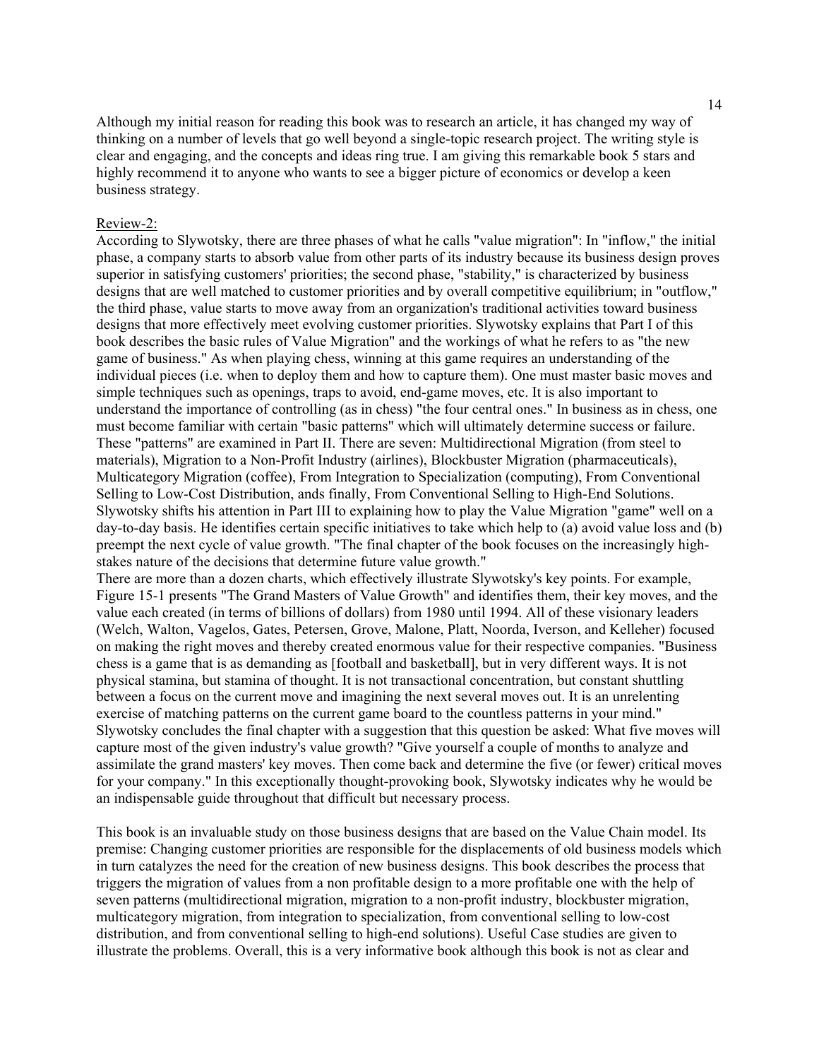Although my initial reason for reading this book was to research an article, it has changed my way of thinking on a number of levels that go well beyond a single-topic research project. The writing style is clear and engaging, and the concepts and ideas ring true. I am giving this remarkable book 5 stars and highly recommend it to anyone who wants to see a bigger picture of economics or develop a keen business strategy.

Review-2:

According to Slywotsky, there are three phases of what he calls "value migration": In "inflow," the initial phase, a company starts to absorb value from other parts of its industry because its business design proves superior in satisfying customers' priorities; the second phase, "stability," is characterized by business designs that are well matched to customer priorities and by overall competitive equilibrium; in "outflow," the third phase, value starts to move away from an organization's traditional activities toward business designs that more effectively meet evolving customer priorities. Slywotsky explains that Part I of this book describes the basic rules of Value Migration" and the workings of what he refers to as "the new game of business." As when playing chess, winning at this game requires an understanding of the individual pieces (i.e. when to deploy them and how to capture them). One must master basic moves and simple techniques such as openings, traps to avoid, end-game moves, etc. It is also important to understand the importance of controlling (as in chess) "the four central ones." In business as in chess, one must become familiar with certain "basic patterns" which will ultimately determine success or failure. These "patterns" are examined in Part II. There are seven: Multidirectional Migration (from steel to materials), Migration to a Non-Profit Industry (airlines), Blockbuster Migration (pharmaceuticals), Multicategory Migration (coffee), From Integration to Specialization (computing), From Conventional Selling to Low-Cost Distribution, ands finally, From Conventional Selling to High-End Solutions. Slywotsky shifts his attention in Part III to explaining how to play the Value Migration "game" well on a day-to-day basis. He identifies certain specific initiatives to take which help to (a) avoid value loss and (b) preempt the next cycle of value growth. "The final chapter of the book focuses on the increasingly high-stakes nature of the decisions that determine future value growth."

There are more than a dozen charts, which effectively illustrate Slywotsky's key points. For example, Figure 15-1 presents "The Grand Masters of Value Growth" and identifies them, their key moves, and the value each created (in terms of billions of dollars) from 1980 until 1994. All of these visionary leaders (Welch, Walton, Vagelos, Gates, Petersen, Grove, Malone, Platt, Noorda, Iverson, and Kelleher) focused on making the right moves and thereby created enormous value for their respective companies. "Business chess is a game that is as demanding as [football and basketball], but in very different ways. It is not physical stamina, but stamina of thought. It is not transactional concentration, but constant shuttling between a focus on the current move and imagining the next several moves out. It is an unrelenting exercise of matching patterns on the current game board to the countless patterns in your mind." Slywotsky concludes the final chapter with a suggestion that this question be asked: What five moves will capture most of the given industry's value growth? "Give yourself a couple of months to analyze and assimilate the grand masters' key moves. Then come back and determine the five (or fewer) critical moves for your company." In this exceptionally thought-provoking book, Slywotsky indicates why he would be an indispensable guide throughout that difficult but necessary process.

This book is an invaluable study on those business designs that are based on the Value Chain model. Its premise: Changing customer priorities are responsible for the displacements of old business models which in turn catalyzes the need for the creation of new business designs. This book describes the process that triggers the migration of values from a non profitable design to a more profitable one with the help of seven patterns (multidirectional migration, migration to a non-profit industry, blockbuster migration, multicategory migration, from integration to specialization, from conventional selling to low-cost distribution, and from conventional selling to high-end solutions). Useful Case studies are given to illustrate the problems. Overall, this is a very informative book although this book is not as clear and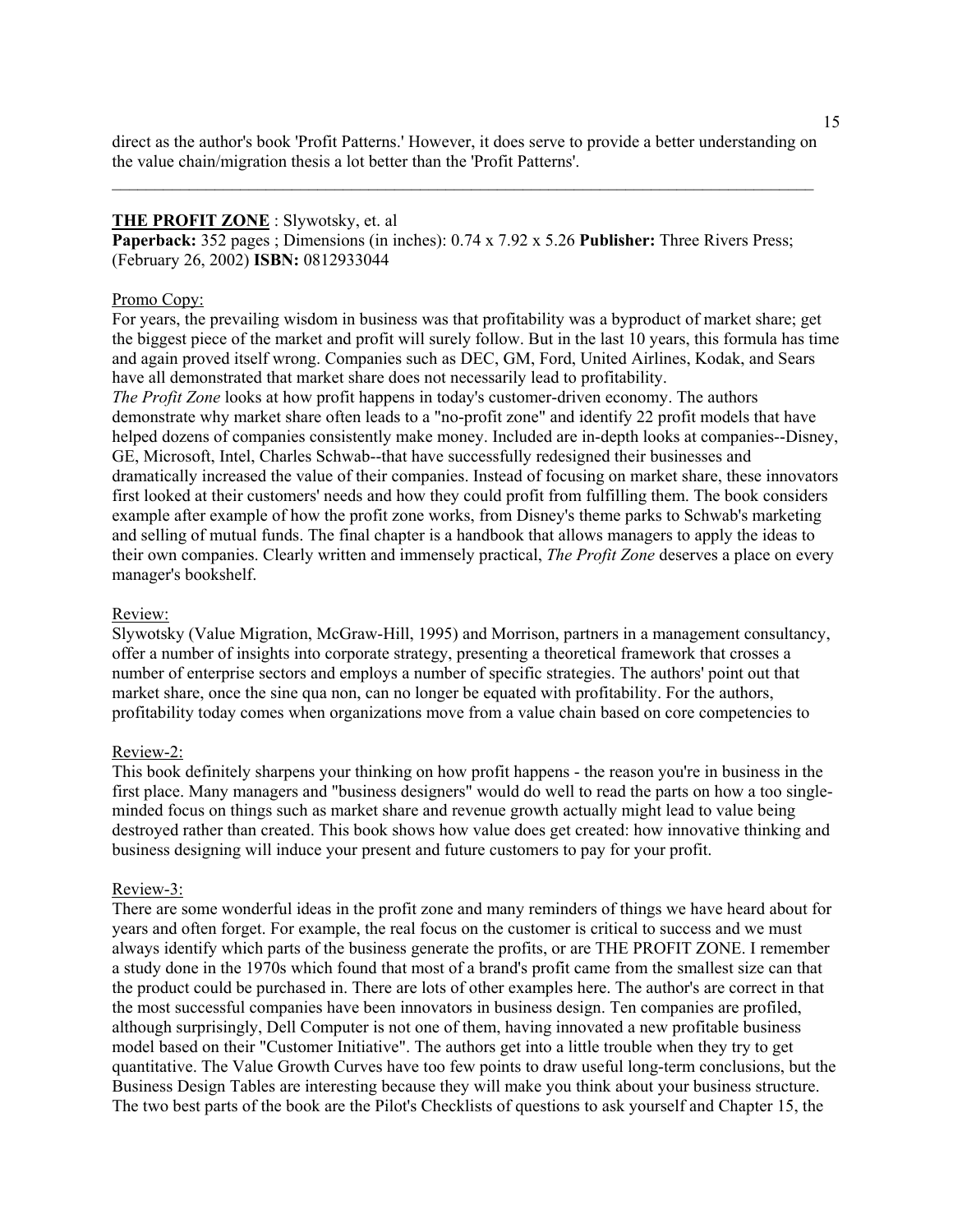direct as the author's book 'Profit Patterns.' However, it does serve to provide a better understanding on the value chain/migration thesis a lot better than the 'Profit Patterns'.

---

**THE PROFIT ZONE** : Slywotsky, et. al

**Paperback:** 352 pages ; Dimensions (in inches): 0.74 x 7.92 x 5.26 **Publisher:** Three Rivers Press; (February 26, 2002) **ISBN:** 0812933044

Promo Copy:

For years, the prevailing wisdom in business was that profitability was a byproduct of market share; get the biggest piece of the market and profit will surely follow. But in the last 10 years, this formula has time and again proved itself wrong. Companies such as DEC, GM, Ford, United Airlines, Kodak, and Sears have all demonstrated that market share does not necessarily lead to profitability.

*The Profit Zone* looks at how profit happens in today's customer-driven economy. The authors demonstrate why market share often leads to a "no-profit zone" and identify 22 profit models that have helped dozens of companies consistently make money. Included are in-depth looks at companies--Disney, GE, Microsoft, Intel, Charles Schwab--that have successfully redesigned their businesses and dramatically increased the value of their companies. Instead of focusing on market share, these innovators first looked at their customers' needs and how they could profit from fulfilling them. The book considers example after example of how the profit zone works, from Disney's theme parks to Schwab's marketing and selling of mutual funds. The final chapter is a handbook that allows managers to apply the ideas to their own companies. Clearly written and immensely practical, *The Profit Zone* deserves a place on every manager's bookshelf.

Review:

Slywotsky (Value Migration, McGraw-Hill, 1995) and Morrison, partners in a management consultancy, offer a number of insights into corporate strategy, presenting a theoretical framework that crosses a number of enterprise sectors and employs a number of specific strategies. The authors' point out that market share, once the sine qua non, can no longer be equated with profitability. For the authors, profitability today comes when organizations move from a value chain based on core competencies to

Review-2:

This book definitely sharpens your thinking on how profit happens - the reason you're in business in the first place. Many managers and "business designers" would do well to read the parts on how a too single-minded focus on things such as market share and revenue growth actually might lead to value being destroyed rather than created. This book shows how value does get created: how innovative thinking and business designing will induce your present and future customers to pay for your profit.

Review-3:

There are some wonderful ideas in the profit zone and many reminders of things we have heard about for years and often forget. For example, the real focus on the customer is critical to success and we must always identify which parts of the business generate the profits, or are THE PROFIT ZONE. I remember a study done in the 1970s which found that most of a brand's profit came from the smallest size can that the product could be purchased in. There are lots of other examples here. The author's are correct in that the most successful companies have been innovators in business design. Ten companies are profiled, although surprisingly, Dell Computer is not one of them, having innovated a new profitable business model based on their "Customer Initiative". The authors get into a little trouble when they try to get quantitative. The Value Growth Curves have too few points to draw useful long-term conclusions, but the Business Design Tables are interesting because they will make you think about your business structure. The two best parts of the book are the Pilot's Checklists of questions to ask yourself and Chapter 15, the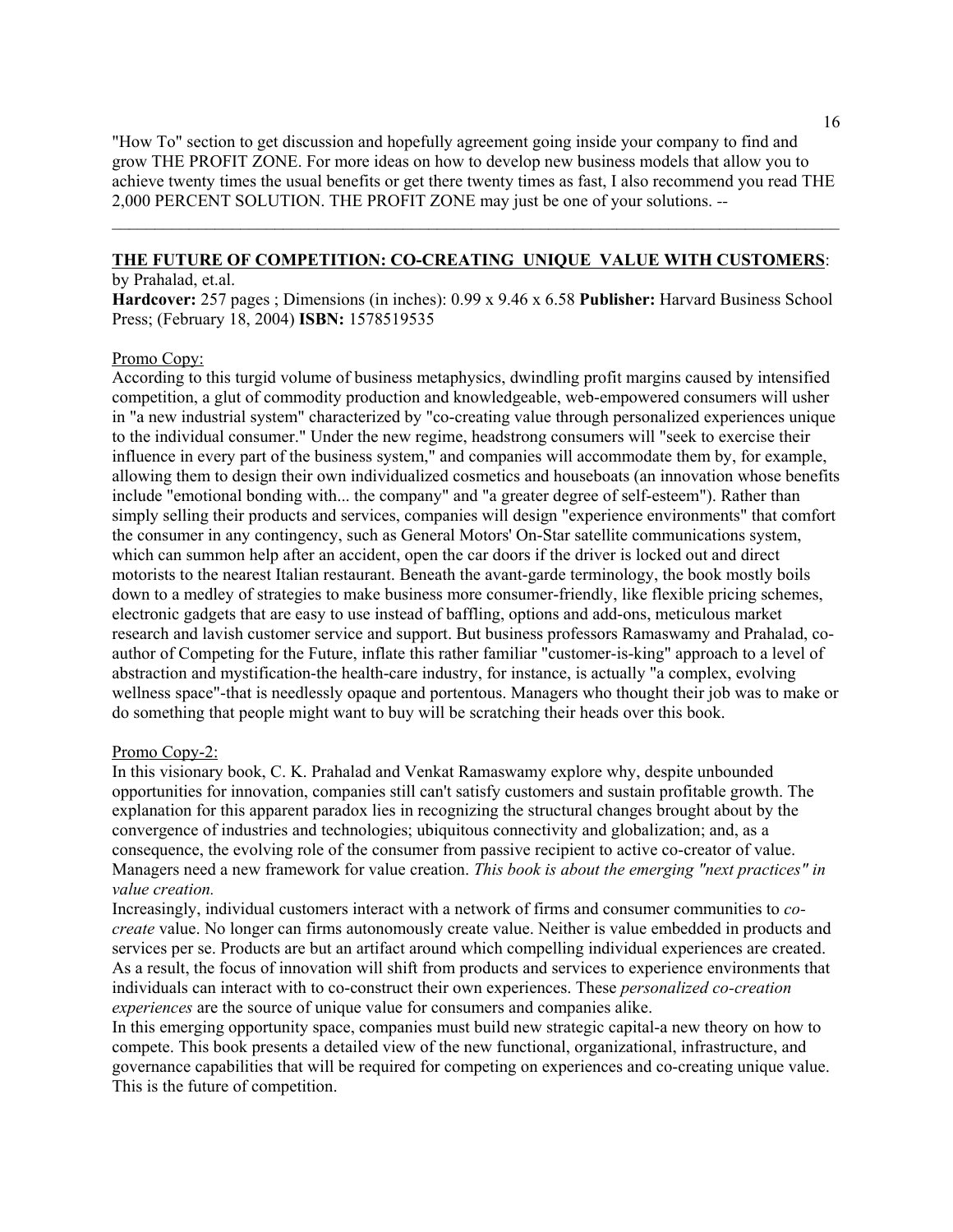"How To" section to get discussion and hopefully agreement going inside your company to find and grow THE PROFIT ZONE. For more ideas on how to develop new business models that allow you to achieve twenty times the usual benefits or get there twenty times as fast, I also recommend you read THE 2,000 PERCENT SOLUTION. THE PROFIT ZONE may just be one of your solutions. --

---

**THE FUTURE OF COMPETITION: CO-CREATING UNIQUE VALUE WITH CUSTOMERS**: by Prahalad, et.al.

**Hardcover:** 257 pages ; Dimensions (in inches): 0.99 x 9.46 x 6.58 **Publisher:** Harvard Business School Press; (February 18, 2004) **ISBN:** 1578519535

Promo Copy:

According to this turgid volume of business metaphysics, dwindling profit margins caused by intensified competition, a glut of commodity production and knowledgeable, web-empowered consumers will usher in "a new industrial system" characterized by "co-creating value through personalized experiences unique to the individual consumer." Under the new regime, headstrong consumers will "seek to exercise their influence in every part of the business system," and companies will accommodate them by, for example, allowing them to design their own individualized cosmetics and houseboats (an innovation whose benefits include "emotional bonding with... the company" and "a greater degree of self-esteem"). Rather than simply selling their products and services, companies will design "experience environments" that comfort the consumer in any contingency, such as General Motors' On-Star satellite communications system, which can summon help after an accident, open the car doors if the driver is locked out and direct motorists to the nearest Italian restaurant. Beneath the avant-garde terminology, the book mostly boils down to a medley of strategies to make business more consumer-friendly, like flexible pricing schemes, electronic gadgets that are easy to use instead of baffling, options and add-ons, meticulous market research and lavish customer service and support. But business professors Ramaswamy and Prahalad, co-author of Competing for the Future, inflate this rather familiar "customer-is-king" approach to a level of abstraction and mystification-the health-care industry, for instance, is actually "a complex, evolving wellness space"-that is needlessly opaque and portentous. Managers who thought their job was to make or do something that people might want to buy will be scratching their heads over this book.

Promo Copy-2:

In this visionary book, C. K. Prahalad and Venkat Ramaswamy explore why, despite unbounded opportunities for innovation, companies still can't satisfy customers and sustain profitable growth. The explanation for this apparent paradox lies in recognizing the structural changes brought about by the convergence of industries and technologies; ubiquitous connectivity and globalization; and, as a consequence, the evolving role of the consumer from passive recipient to active co-creator of value. Managers need a new framework for value creation. *This book is about the emerging "next practices" in value creation.*

Increasingly, individual customers interact with a network of firms and consumer communities to *co-create* value. No longer can firms autonomously create value. Neither is value embedded in products and services per se. Products are but an artifact around which compelling individual experiences are created. As a result, the focus of innovation will shift from products and services to experience environments that individuals can interact with to co-construct their own experiences. These *personalized co-creation experiences* are the source of unique value for consumers and companies alike.

In this emerging opportunity space, companies must build new strategic capital-a new theory on how to compete. This book presents a detailed view of the new functional, organizational, infrastructure, and governance capabilities that will be required for competing on experiences and co-creating unique value. This is the future of competition.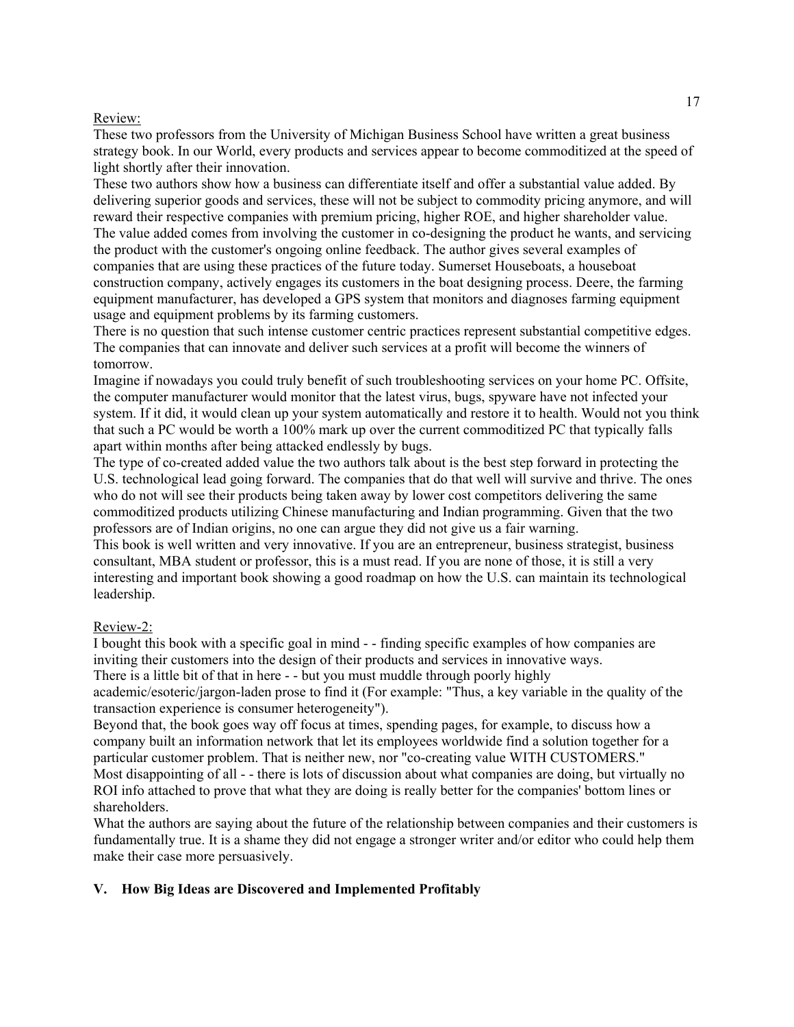Review:

These two professors from the University of Michigan Business School have written a great business strategy book. In our World, every products and services appear to become commoditized at the speed of light shortly after their innovation.

These two authors show how a business can differentiate itself and offer a substantial value added. By delivering superior goods and services, these will not be subject to commodity pricing anymore, and will reward their respective companies with premium pricing, higher ROE, and higher shareholder value.

The value added comes from involving the customer in co-designing the product he wants, and servicing the product with the customer's ongoing online feedback. The author gives several examples of companies that are using these practices of the future today. Sumerset Houseboats, a houseboat construction company, actively engages its customers in the boat designing process. Deere, the farming equipment manufacturer, has developed a GPS system that monitors and diagnoses farming equipment usage and equipment problems by its farming customers.

There is no question that such intense customer centric practices represent substantial competitive edges. The companies that can innovate and deliver such services at a profit will become the winners of tomorrow.

Imagine if nowadays you could truly benefit of such troubleshooting services on your home PC. Offsite, the computer manufacturer would monitor that the latest virus, bugs, spyware have not infected your system. If it did, it would clean up your system automatically and restore it to health. Would not you think that such a PC would be worth a 100% mark up over the current commoditized PC that typically falls apart within months after being attacked endlessly by bugs.

The type of co-created added value the two authors talk about is the best step forward in protecting the U.S. technological lead going forward. The companies that do that well will survive and thrive. The ones who do not will see their products being taken away by lower cost competitors delivering the same commoditized products utilizing Chinese manufacturing and Indian programming. Given that the two professors are of Indian origins, no one can argue they did not give us a fair warning.

This book is well written and very innovative. If you are an entrepreneur, business strategist, business consultant, MBA student or professor, this is a must read. If you are none of those, it is still a very interesting and important book showing a good roadmap on how the U.S. can maintain its technological leadership.

Review-2:

I bought this book with a specific goal in mind - - finding specific examples of how companies are inviting their customers into the design of their products and services in innovative ways.

There is a little bit of that in here - - but you must muddle through poorly highly academic/esoteric/jargon-laden prose to find it (For example: "Thus, a key variable in the quality of the transaction experience is consumer heterogeneity").

Beyond that, the book goes way off focus at times, spending pages, for example, to discuss how a company built an information network that let its employees worldwide find a solution together for a particular customer problem. That is neither new, nor "co-creating value WITH CUSTOMERS."

Most disappointing of all - - there is lots of discussion about what companies are doing, but virtually no ROI info attached to prove that what they are doing is really better for the companies' bottom lines or shareholders.

What the authors are saying about the future of the relationship between companies and their customers is fundamentally true. It is a shame they did not engage a stronger writer and/or editor who could help them make their case more persuasively.

## V. How Big Ideas are Discovered and Implemented Profitably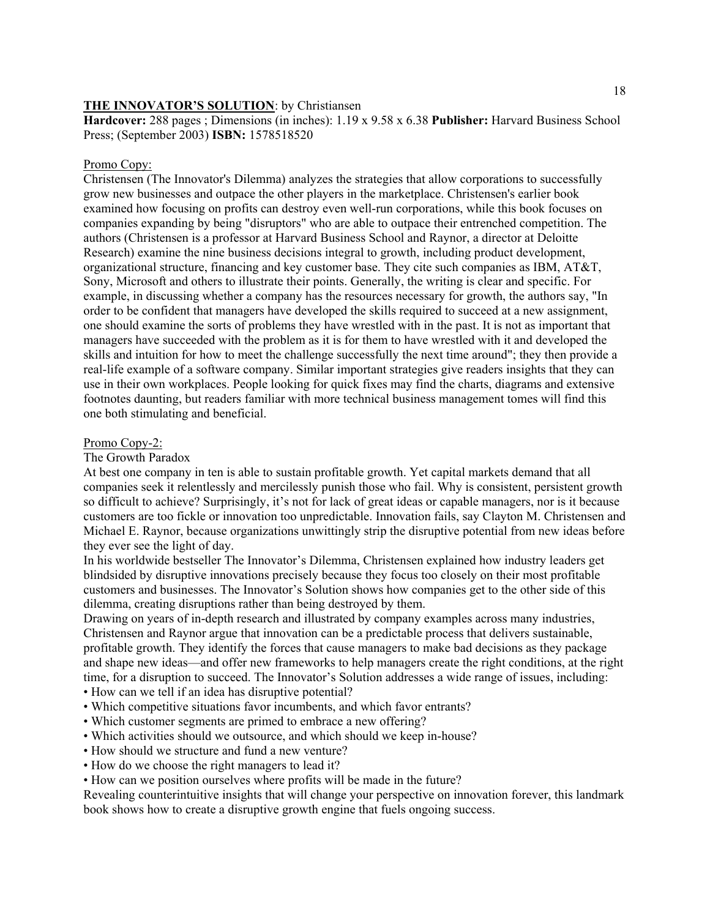**THE INNOVATOR'S SOLUTION**: by Christiansen

**Hardcover:** 288 pages ; Dimensions (in inches): 1.19 x 9.58 x 6.38 **Publisher:** Harvard Business School Press; (September 2003) **ISBN:** 1578518520

Promo Copy:

Christensen (The Innovator's Dilemma) analyzes the strategies that allow corporations to successfully grow new businesses and outpace the other players in the marketplace. Christensen's earlier book examined how focusing on profits can destroy even well-run corporations, while this book focuses on companies expanding by being "disruptors" who are able to outpace their entrenched competition. The authors (Christensen is a professor at Harvard Business School and Raynor, a director at Deloitte Research) examine the nine business decisions integral to growth, including product development, organizational structure, financing and key customer base. They cite such companies as IBM, AT&T, Sony, Microsoft and others to illustrate their points. Generally, the writing is clear and specific. For example, in discussing whether a company has the resources necessary for growth, the authors say, "In order to be confident that managers have developed the skills required to succeed at a new assignment, one should examine the sorts of problems they have wrestled with in the past. It is not as important that managers have succeeded with the problem as it is for them to have wrestled with it and developed the skills and intuition for how to meet the challenge successfully the next time around"; they then provide a real-life example of a software company. Similar important strategies give readers insights that they can use in their own workplaces. People looking for quick fixes may find the charts, diagrams and extensive footnotes daunting, but readers familiar with more technical business management tomes will find this one both stimulating and beneficial.

Promo Copy-2:

The Growth Paradox

At best one company in ten is able to sustain profitable growth. Yet capital markets demand that all companies seek it relentlessly and mercilessly punish those who fail. Why is consistent, persistent growth so difficult to achieve? Surprisingly, it's not for lack of great ideas or capable managers, nor is it because customers are too fickle or innovation too unpredictable. Innovation fails, say Clayton M. Christensen and Michael E. Raynor, because organizations unwittingly strip the disruptive potential from new ideas before they ever see the light of day.

In his worldwide bestseller The Innovator's Dilemma, Christensen explained how industry leaders get blindsided by disruptive innovations precisely because they focus too closely on their most profitable customers and businesses. The Innovator's Solution shows how companies get to the other side of this dilemma, creating disruptions rather than being destroyed by them.

Drawing on years of in-depth research and illustrated by company examples across many industries, Christensen and Raynor argue that innovation can be a predictable process that delivers sustainable, profitable growth. They identify the forces that cause managers to make bad decisions as they package and shape new ideas—and offer new frameworks to help managers create the right conditions, at the right time, for a disruption to succeed. The Innovator's Solution addresses a wide range of issues, including:

- How can we tell if an idea has disruptive potential?
- Which competitive situations favor incumbents, and which favor entrants?
- Which customer segments are primed to embrace a new offering?
- Which activities should we outsource, and which should we keep in-house?
- How should we structure and fund a new venture?
- How do we choose the right managers to lead it?
- How can we position ourselves where profits will be made in the future?

Revealing counterintuitive insights that will change your perspective on innovation forever, this landmark book shows how to create a disruptive growth engine that fuels ongoing success.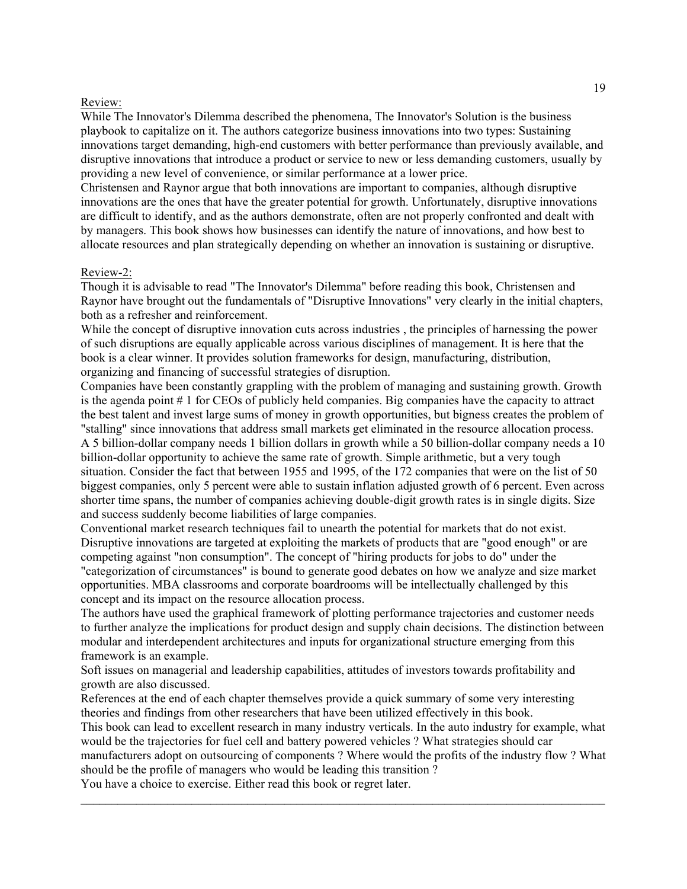Review:

While The Innovator's Dilemma described the phenomena, The Innovator's Solution is the business playbook to capitalize on it. The authors categorize business innovations into two types: Sustaining innovations target demanding, high-end customers with better performance than previously available, and disruptive innovations that introduce a product or service to new or less demanding customers, usually by providing a new level of convenience, or similar performance at a lower price.

Christensen and Raynor argue that both innovations are important to companies, although disruptive innovations are the ones that have the greater potential for growth. Unfortunately, disruptive innovations are difficult to identify, and as the authors demonstrate, often are not properly confronted and dealt with by managers. This book shows how businesses can identify the nature of innovations, and how best to allocate resources and plan strategically depending on whether an innovation is sustaining or disruptive.

Review-2:

Though it is advisable to read "The Innovator's Dilemma" before reading this book, Christensen and Raynor have brought out the fundamentals of "Disruptive Innovations" very clearly in the initial chapters, both as a refresher and reinforcement.

While the concept of disruptive innovation cuts across industries , the principles of harnessing the power of such disruptions are equally applicable across various disciplines of management. It is here that the book is a clear winner. It provides solution frameworks for design, manufacturing, distribution, organizing and financing of successful strategies of disruption.

Companies have been constantly grappling with the problem of managing and sustaining growth. Growth is the agenda point # 1 for CEOs of publicly held companies. Big companies have the capacity to attract the best talent and invest large sums of money in growth opportunities, but bigness creates the problem of "stalling" since innovations that address small markets get eliminated in the resource allocation process. A 5 billion-dollar company needs 1 billion dollars in growth while a 50 billion-dollar company needs a 10 billion-dollar opportunity to achieve the same rate of growth. Simple arithmetic, but a very tough situation. Consider the fact that between 1955 and 1995, of the 172 companies that were on the list of 50 biggest companies, only 5 percent were able to sustain inflation adjusted growth of 6 percent. Even across shorter time spans, the number of companies achieving double-digit growth rates is in single digits. Size and success suddenly become liabilities of large companies.

Conventional market research techniques fail to unearth the potential for markets that do not exist. Disruptive innovations are targeted at exploiting the markets of products that are "good enough" or are competing against "non consumption". The concept of "hiring products for jobs to do" under the "categorization of circumstances" is bound to generate good debates on how we analyze and size market opportunities. MBA classrooms and corporate boardrooms will be intellectually challenged by this concept and its impact on the resource allocation process.

The authors have used the graphical framework of plotting performance trajectories and customer needs to further analyze the implications for product design and supply chain decisions. The distinction between modular and interdependent architectures and inputs for organizational structure emerging from this framework is an example.

Soft issues on managerial and leadership capabilities, attitudes of investors towards profitability and growth are also discussed.

References at the end of each chapter themselves provide a quick summary of some very interesting theories and findings from other researchers that have been utilized effectively in this book.

This book can lead to excellent research in many industry verticals. In the auto industry for example, what would be the trajectories for fuel cell and battery powered vehicles ? What strategies should car manufacturers adopt on outsourcing of components ? Where would the profits of the industry flow ? What should be the profile of managers who would be leading this transition ?

You have a choice to exercise. Either read this book or regret later.

---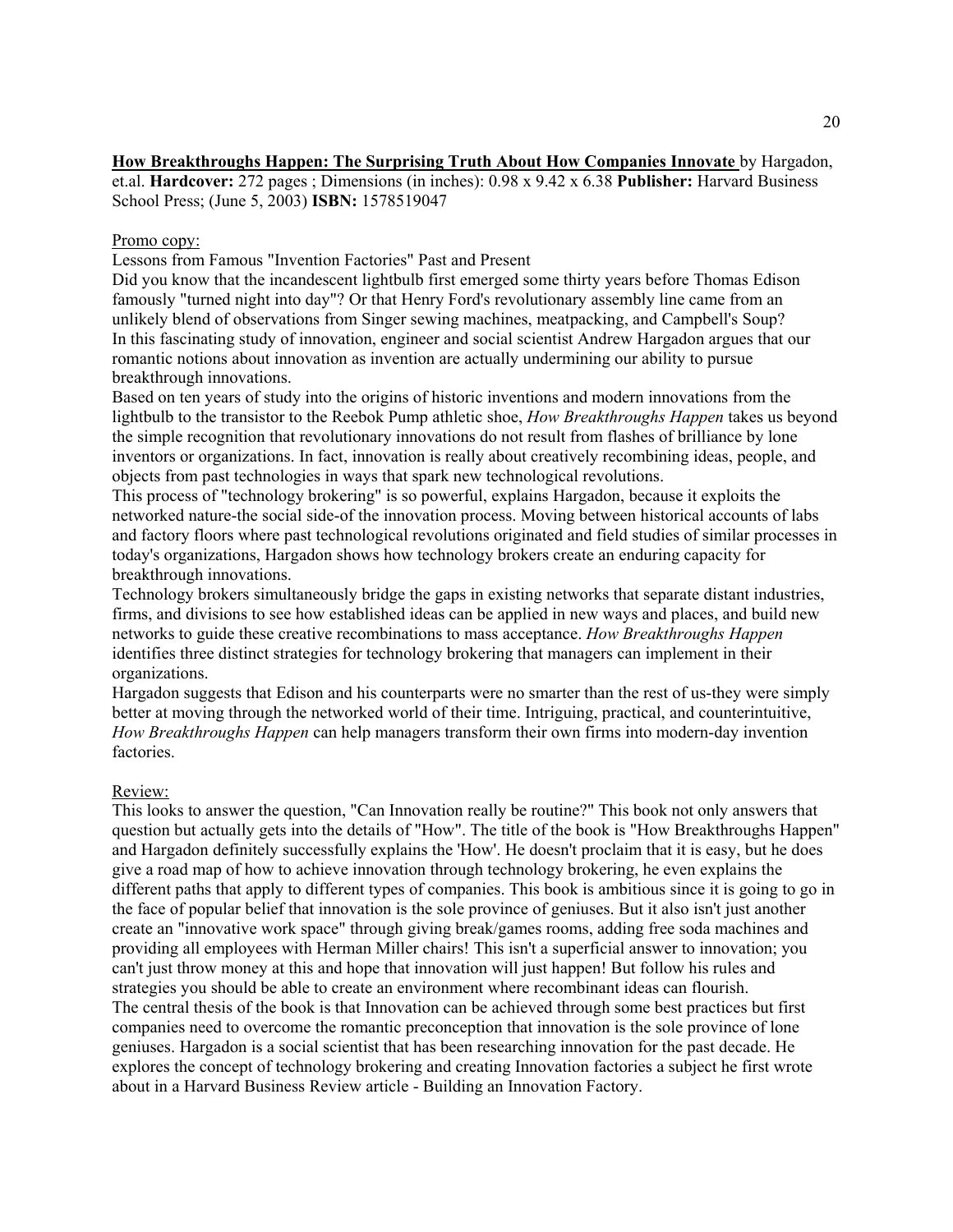**<u>How Breakthroughs Happen: The Surprising Truth About How Companies Innovate</u>** by Hargadon, et.al. **Hardcover:** 272 pages ; Dimensions (in inches): 0.98 x 9.42 x 6.38 **Publisher:** Harvard Business School Press; (June 5, 2003) **ISBN:** 1578519047

<u>Promo copy:</u>

Lessons from Famous "Invention Factories" Past and Present

Did you know that the incandescent lightbulb first emerged some thirty years before Thomas Edison famously "turned night into day"? Or that Henry Ford's revolutionary assembly line came from an unlikely blend of observations from Singer sewing machines, meatpacking, and Campbell's Soup?

In this fascinating study of innovation, engineer and social scientist Andrew Hargadon argues that our romantic notions about innovation as invention are actually undermining our ability to pursue breakthrough innovations.

Based on ten years of study into the origins of historic inventions and modern innovations from the lightbulb to the transistor to the Reebok Pump athletic shoe, *How Breakthroughs Happen* takes us beyond the simple recognition that revolutionary innovations do not result from flashes of brilliance by lone inventors or organizations. In fact, innovation is really about creatively recombining ideas, people, and objects from past technologies in ways that spark new technological revolutions.

This process of "technology brokering" is so powerful, explains Hargadon, because it exploits the networked nature-the social side-of the innovation process. Moving between historical accounts of labs and factory floors where past technological revolutions originated and field studies of similar processes in today's organizations, Hargadon shows how technology brokers create an enduring capacity for breakthrough innovations.

Technology brokers simultaneously bridge the gaps in existing networks that separate distant industries, firms, and divisions to see how established ideas can be applied in new ways and places, and build new networks to guide these creative recombinations to mass acceptance. *How Breakthroughs Happen* identifies three distinct strategies for technology brokering that managers can implement in their organizations.

Hargadon suggests that Edison and his counterparts were no smarter than the rest of us-they were simply better at moving through the networked world of their time. Intriguing, practical, and counterintuitive, *How Breakthroughs Happen* can help managers transform their own firms into modern-day invention factories.

<u>Review:</u>

This looks to answer the question, "Can Innovation really be routine?" This book not only answers that question but actually gets into the details of "How". The title of the book is "How Breakthroughs Happen" and Hargadon definitely successfully explains the 'How'. He doesn't proclaim that it is easy, but he does give a road map of how to achieve innovation through technology brokering, he even explains the different paths that apply to different types of companies. This book is ambitious since it is going to go in the face of popular belief that innovation is the sole province of geniuses. But it also isn't just another create an "innovative work space" through giving break/games rooms, adding free soda machines and providing all employees with Herman Miller chairs! This isn't a superficial answer to innovation; you can't just throw money at this and hope that innovation will just happen! But follow his rules and strategies you should be able to create an environment where recombinant ideas can flourish.

The central thesis of the book is that Innovation can be achieved through some best practices but first companies need to overcome the romantic preconception that innovation is the sole province of lone geniuses. Hargadon is a social scientist that has been researching innovation for the past decade. He explores the concept of technology brokering and creating Innovation factories a subject he first wrote about in a Harvard Business Review article - Building an Innovation Factory.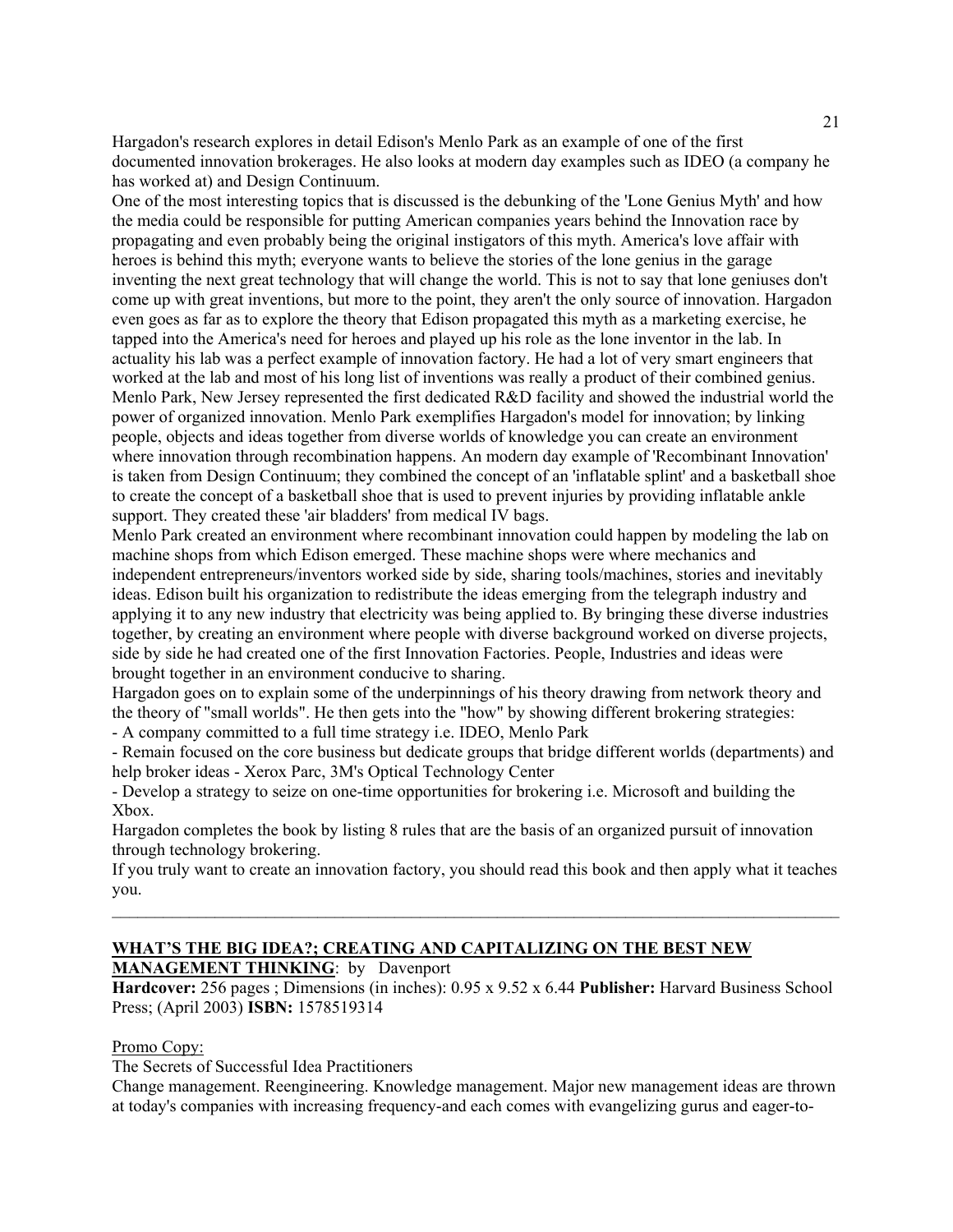Hargadon's research explores in detail Edison's Menlo Park as an example of one of the first documented innovation brokerages. He also looks at modern day examples such as IDEO (a company he has worked at) and Design Continuum.

One of the most interesting topics that is discussed is the debunking of the 'Lone Genius Myth' and how the media could be responsible for putting American companies years behind the Innovation race by propagating and even probably being the original instigators of this myth. America's love affair with heroes is behind this myth; everyone wants to believe the stories of the lone genius in the garage inventing the next great technology that will change the world. This is not to say that lone geniuses don't come up with great inventions, but more to the point, they aren't the only source of innovation. Hargadon even goes as far as to explore the theory that Edison propagated this myth as a marketing exercise, he tapped into the America's need for heroes and played up his role as the lone inventor in the lab. In actuality his lab was a perfect example of innovation factory. He had a lot of very smart engineers that worked at the lab and most of his long list of inventions was really a product of their combined genius. Menlo Park, New Jersey represented the first dedicated R&D facility and showed the industrial world the power of organized innovation. Menlo Park exemplifies Hargadon's model for innovation; by linking people, objects and ideas together from diverse worlds of knowledge you can create an environment where innovation through recombination happens. An modern day example of 'Recombinant Innovation' is taken from Design Continuum; they combined the concept of an 'inflatable splint' and a basketball shoe to create the concept of a basketball shoe that is used to prevent injuries by providing inflatable ankle support. They created these 'air bladders' from medical IV bags.

Menlo Park created an environment where recombinant innovation could happen by modeling the lab on machine shops from which Edison emerged. These machine shops were where mechanics and independent entrepreneurs/inventors worked side by side, sharing tools/machines, stories and inevitably ideas. Edison built his organization to redistribute the ideas emerging from the telegraph industry and applying it to any new industry that electricity was being applied to. By bringing these diverse industries together, by creating an environment where people with diverse background worked on diverse projects, side by side he had created one of the first Innovation Factories. People, Industries and ideas were brought together in an environment conducive to sharing.

Hargadon goes on to explain some of the underpinnings of his theory drawing from network theory and the theory of "small worlds". He then gets into the "how" by showing different brokering strategies:

- A company committed to a full time strategy i.e. IDEO, Menlo Park
- Remain focused on the core business but dedicate groups that bridge different worlds (departments) and help broker ideas - Xerox Parc, 3M's Optical Technology Center
- Develop a strategy to seize on one-time opportunities for brokering i.e. Microsoft and building the Xbox.

Hargadon completes the book by listing 8 rules that are the basis of an organized pursuit of innovation through technology brokering.

If you truly want to create an innovation factory, you should read this book and then apply what it teaches you.

---

**<u>WHAT'S THE BIG IDEA?; CREATING AND CAPITALIZING ON THE BEST NEW MANAGEMENT THINKING</u>**: by Davenport

**Hardcover:** 256 pages ; Dimensions (in inches): 0.95 x 9.52 x 6.44 **Publisher:** Harvard Business School Press; (April 2003) **ISBN:** 1578519314

<u>Promo Copy:</u>

The Secrets of Successful Idea Practitioners

Change management. Reengineering. Knowledge management. Major new management ideas are thrown at today's companies with increasing frequency-and each comes with evangelizing gurus and eager-to-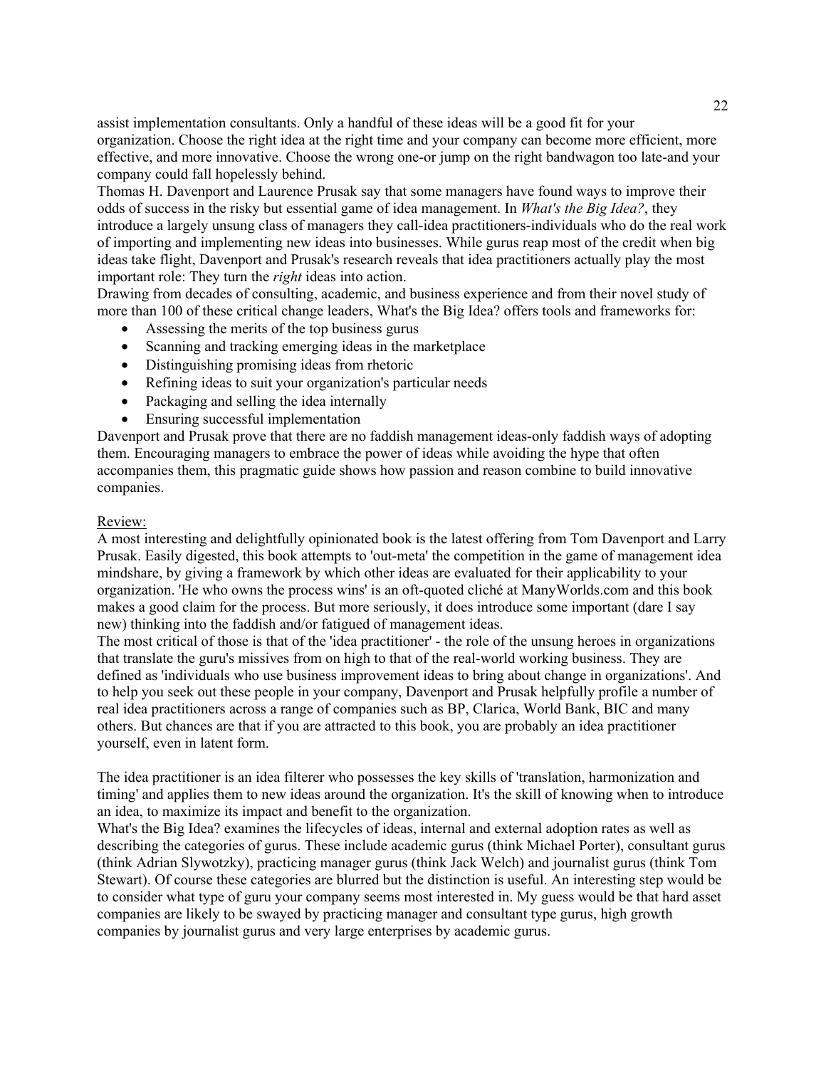assist implementation consultants. Only a handful of these ideas will be a good fit for your organization. Choose the right idea at the right time and your company can become more efficient, more effective, and more innovative. Choose the wrong one-or jump on the right bandwagon too late-and your company could fall hopelessly behind.

Thomas H. Davenport and Laurence Prusak say that some managers have found ways to improve their odds of success in the risky but essential game of idea management. In *What's the Big Idea?*, they introduce a largely unsung class of managers they call-idea practitioners-individuals who do the real work of importing and implementing new ideas into businesses. While gurus reap most of the credit when big ideas take flight, Davenport and Prusak's research reveals that idea practitioners actually play the most important role: They turn the *right* ideas into action.

Drawing from decades of consulting, academic, and business experience and from their novel study of more than 100 of these critical change leaders, What's the Big Idea? offers tools and frameworks for:

- Assessing the merits of the top business gurus
- Scanning and tracking emerging ideas in the marketplace
- Distinguishing promising ideas from rhetoric
- Refining ideas to suit your organization's particular needs
- Packaging and selling the idea internally
- Ensuring successful implementation

Davenport and Prusak prove that there are no faddish management ideas-only faddish ways of adopting them. Encouraging managers to embrace the power of ideas while avoiding the hype that often accompanies them, this pragmatic guide shows how passion and reason combine to build innovative companies.

Review:

A most interesting and delightfully opinionated book is the latest offering from Tom Davenport and Larry Prusak. Easily digested, this book attempts to 'out-meta' the competition in the game of management idea mindshare, by giving a framework by which other ideas are evaluated for their applicability to your organization. 'He who owns the process wins' is an oft-quoted cliché at ManyWorlds.com and this book makes a good claim for the process. But more seriously, it does introduce some important (dare I say new) thinking into the faddish and/or fatigued of management ideas.

The most critical of those is that of the 'idea practitioner' - the role of the unsung heroes in organizations that translate the guru's missives from on high to that of the real-world working business. They are defined as 'individuals who use business improvement ideas to bring about change in organizations'. And to help you seek out these people in your company, Davenport and Prusak helpfully profile a number of real idea practitioners across a range of companies such as BP, Clarica, World Bank, BIC and many others. But chances are that if you are attracted to this book, you are probably an idea practitioner yourself, even in latent form.

The idea practitioner is an idea filterer who possesses the key skills of 'translation, harmonization and timing' and applies them to new ideas around the organization. It's the skill of knowing when to introduce an idea, to maximize its impact and benefit to the organization.

What's the Big Idea? examines the lifecycles of ideas, internal and external adoption rates as well as describing the categories of gurus. These include academic gurus (think Michael Porter), consultant gurus (think Adrian Slywotzky), practicing manager gurus (think Jack Welch) and journalist gurus (think Tom Stewart). Of course these categories are blurred but the distinction is useful. An interesting step would be to consider what type of guru your company seems most interested in. My guess would be that hard asset companies are likely to be swayed by practicing manager and consultant type gurus, high growth companies by journalist gurus and very large enterprises by academic gurus.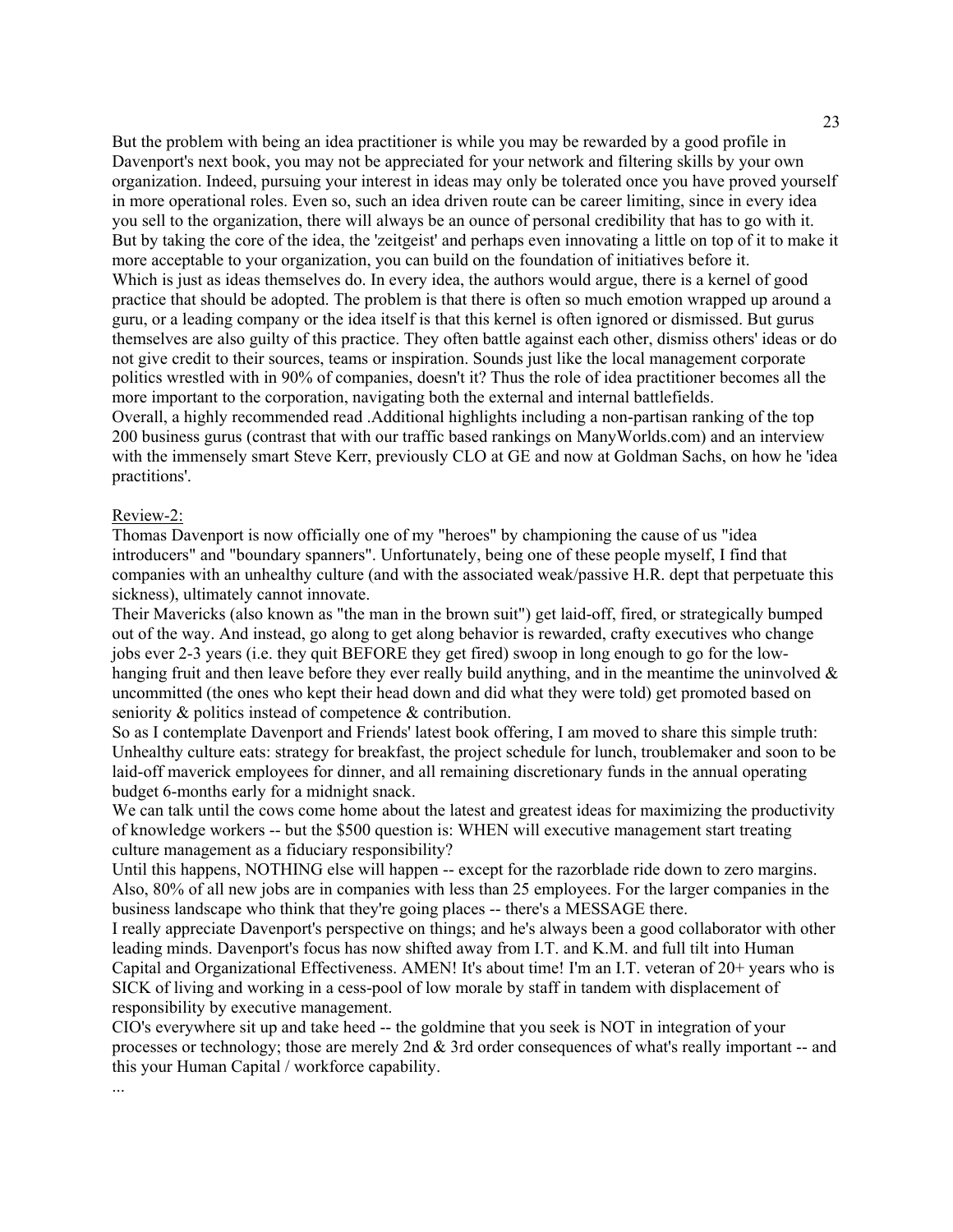But the problem with being an idea practitioner is while you may be rewarded by a good profile in Davenport's next book, you may not be appreciated for your network and filtering skills by your own organization. Indeed, pursuing your interest in ideas may only be tolerated once you have proved yourself in more operational roles. Even so, such an idea driven route can be career limiting, since in every idea you sell to the organization, there will always be an ounce of personal credibility that has to go with it. But by taking the core of the idea, the 'zeitgeist' and perhaps even innovating a little on top of it to make it more acceptable to your organization, you can build on the foundation of initiatives before it.
Which is just as ideas themselves do. In every idea, the authors would argue, there is a kernel of good practice that should be adopted. The problem is that there is often so much emotion wrapped up around a guru, or a leading company or the idea itself is that this kernel is often ignored or dismissed. But gurus themselves are also guilty of this practice. They often battle against each other, dismiss others' ideas or do not give credit to their sources, teams or inspiration. Sounds just like the local management corporate politics wrestled with in 90% of companies, doesn't it? Thus the role of idea practitioner becomes all the more important to the corporation, navigating both the external and internal battlefields.
Overall, a highly recommended read .Additional highlights including a non-partisan ranking of the top 200 business gurus (contrast that with our traffic based rankings on ManyWorlds.com) and an interview with the immensely smart Steve Kerr, previously CLO at GE and now at Goldman Sachs, on how he 'idea practitions'.

Review-2:
Thomas Davenport is now officially one of my "heroes" by championing the cause of us "idea introducers" and "boundary spanners". Unfortunately, being one of these people myself, I find that companies with an unhealthy culture (and with the associated weak/passive H.R. dept that perpetuate this sickness), ultimately cannot innovate.
Their Mavericks (also known as "the man in the brown suit") get laid-off, fired, or strategically bumped out of the way. And instead, go along to get along behavior is rewarded, crafty executives who change jobs ever 2-3 years (i.e. they quit BEFORE they get fired) swoop in long enough to go for the low-hanging fruit and then leave before they ever really build anything, and in the meantime the uninvolved & uncommitted (the ones who kept their head down and did what they were told) get promoted based on seniority & politics instead of competence & contribution.
So as I contemplate Davenport and Friends' latest book offering, I am moved to share this simple truth: Unhealthy culture eats: strategy for breakfast, the project schedule for lunch, troublemaker and soon to be laid-off maverick employees for dinner, and all remaining discretionary funds in the annual operating budget 6-months early for a midnight snack.
We can talk until the cows come home about the latest and greatest ideas for maximizing the productivity of knowledge workers -- but the $500 question is: WHEN will executive management start treating culture management as a fiduciary responsibility?
Until this happens, NOTHING else will happen -- except for the razorblade ride down to zero margins. Also, 80% of all new jobs are in companies with less than 25 employees. For the larger companies in the business landscape who think that they're going places -- there's a MESSAGE there.
I really appreciate Davenport's perspective on things; and he's always been a good collaborator with other leading minds. Davenport's focus has now shifted away from I.T. and K.M. and full tilt into Human Capital and Organizational Effectiveness. AMEN! It's about time! I'm an I.T. veteran of 20+ years who is SICK of living and working in a cess-pool of low morale by staff in tandem with displacement of responsibility by executive management.
CIO's everywhere sit up and take heed -- the goldmine that you seek is NOT in integration of your processes or technology; those are merely 2nd & 3rd order consequences of what's really important -- and this your Human Capital / workforce capability.
...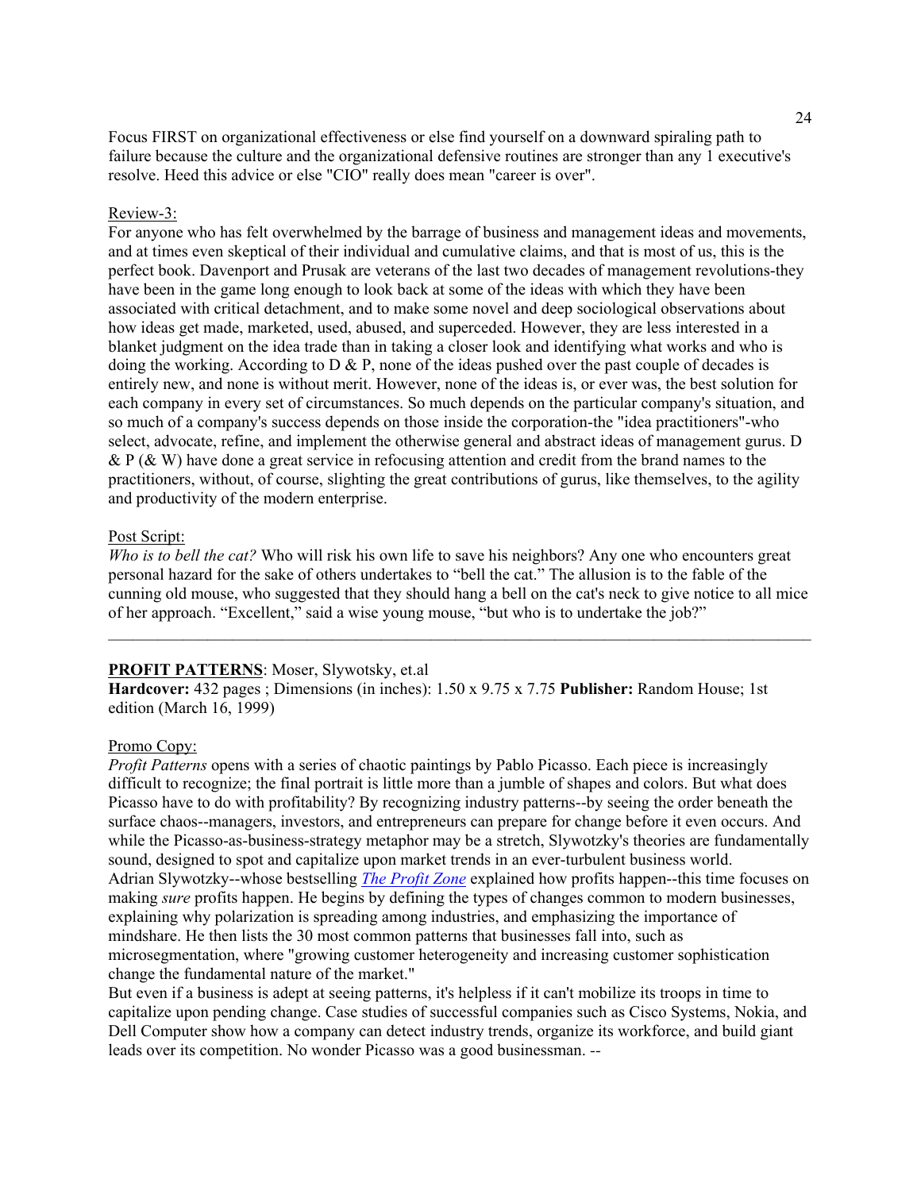Focus FIRST on organizational effectiveness or else find yourself on a downward spiraling path to failure because the culture and the organizational defensive routines are stronger than any 1 executive's resolve. Heed this advice or else "CIO" really does mean "career is over".

Review-3:

For anyone who has felt overwhelmed by the barrage of business and management ideas and movements, and at times even skeptical of their individual and cumulative claims, and that is most of us, this is the perfect book. Davenport and Prusak are veterans of the last two decades of management revolutions-they have been in the game long enough to look back at some of the ideas with which they have been associated with critical detachment, and to make some novel and deep sociological observations about how ideas get made, marketed, used, abused, and superceded. However, they are less interested in a blanket judgment on the idea trade than in taking a closer look and identifying what works and who is doing the working. According to D & P, none of the ideas pushed over the past couple of decades is entirely new, and none is without merit. However, none of the ideas is, or ever was, the best solution for each company in every set of circumstances. So much depends on the particular company's situation, and so much of a company's success depends on those inside the corporation-the "idea practitioners"-who select, advocate, refine, and implement the otherwise general and abstract ideas of management gurus. D & P (& W) have done a great service in refocusing attention and credit from the brand names to the practitioners, without, of course, slighting the great contributions of gurus, like themselves, to the agility and productivity of the modern enterprise.

Post Script:

*Who is to bell the cat?* Who will risk his own life to save his neighbors? Any one who encounters great personal hazard for the sake of others undertakes to "bell the cat." The allusion is to the fable of the cunning old mouse, who suggested that they should hang a bell on the cat's neck to give notice to all mice of her approach. "Excellent," said a wise young mouse, "but who is to undertake the job?"

---

**PROFIT PATTERNS**: Moser, Slywotsky, et.al

**Hardcover:** 432 pages ; Dimensions (in inches): 1.50 x 9.75 x 7.75 **Publisher:** Random House; 1st edition (March 16, 1999)

Promo Copy:

*Profit Patterns* opens with a series of chaotic paintings by Pablo Picasso. Each piece is increasingly difficult to recognize; the final portrait is little more than a jumble of shapes and colors. But what does Picasso have to do with profitability? By recognizing industry patterns--by seeing the order beneath the surface chaos--managers, investors, and entrepreneurs can prepare for change before it even occurs. And while the Picasso-as-business-strategy metaphor may be a stretch, Slywotzky's theories are fundamentally sound, designed to spot and capitalize upon market trends in an ever-turbulent business world.

Adrian Slywotzky--whose bestselling *The Profit Zone* explained how profits happen--this time focuses on making *sure* profits happen. He begins by defining the types of changes common to modern businesses, explaining why polarization is spreading among industries, and emphasizing the importance of mindshare. He then lists the 30 most common patterns that businesses fall into, such as microsegmentation, where "growing customer heterogeneity and increasing customer sophistication change the fundamental nature of the market."

But even if a business is adept at seeing patterns, it's helpless if it can't mobilize its troops in time to capitalize upon pending change. Case studies of successful companies such as Cisco Systems, Nokia, and Dell Computer show how a company can detect industry trends, organize its workforce, and build giant leads over its competition. No wonder Picasso was a good businessman. --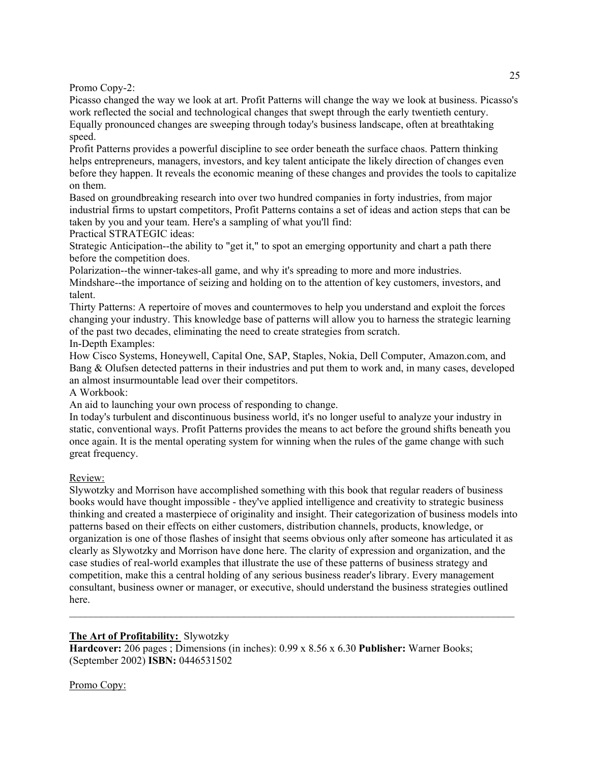Promo Copy-2:

Picasso changed the way we look at art. Profit Patterns will change the way we look at business. Picasso's work reflected the social and technological changes that swept through the early twentieth century. Equally pronounced changes are sweeping through today's business landscape, often at breathtaking speed.

Profit Patterns provides a powerful discipline to see order beneath the surface chaos. Pattern thinking helps entrepreneurs, managers, investors, and key talent anticipate the likely direction of changes even before they happen. It reveals the economic meaning of these changes and provides the tools to capitalize on them.

Based on groundbreaking research into over two hundred companies in forty industries, from major industrial firms to upstart competitors, Profit Patterns contains a set of ideas and action steps that can be taken by you and your team. Here's a sampling of what you'll find:

Practical STRATEGIC ideas:

Strategic Anticipation--the ability to "get it," to spot an emerging opportunity and chart a path there before the competition does.

Polarization--the winner-takes-all game, and why it's spreading to more and more industries.

Mindshare--the importance of seizing and holding on to the attention of key customers, investors, and talent.

Thirty Patterns: A repertoire of moves and countermoves to help you understand and exploit the forces changing your industry. This knowledge base of patterns will allow you to harness the strategic learning of the past two decades, eliminating the need to create strategies from scratch.

In-Depth Examples:

How Cisco Systems, Honeywell, Capital One, SAP, Staples, Nokia, Dell Computer, Amazon.com, and Bang & Olufsen detected patterns in their industries and put them to work and, in many cases, developed an almost insurmountable lead over their competitors.

A Workbook:

An aid to launching your own process of responding to change.

In today's turbulent and discontinuous business world, it's no longer useful to analyze your industry in static, conventional ways. Profit Patterns provides the means to act before the ground shifts beneath you once again. It is the mental operating system for winning when the rules of the game change with such great frequency.

Review:

Slywotzky and Morrison have accomplished something with this book that regular readers of business books would have thought impossible - they've applied intelligence and creativity to strategic business thinking and created a masterpiece of originality and insight. Their categorization of business models into patterns based on their effects on either customers, distribution channels, products, knowledge, or organization is one of those flashes of insight that seems obvious only after someone has articulated it as clearly as Slywotzky and Morrison have done here. The clarity of expression and organization, and the case studies of real-world examples that illustrate the use of these patterns of business strategy and competition, make this a central holding of any serious business reader's library. Every management consultant, business owner or manager, or executive, should understand the business strategies outlined here.

---

**The Art of Profitability:** Slywotzky

**Hardcover:** 206 pages ; Dimensions (in inches): 0.99 x 8.56 x 6.30 **Publisher:** Warner Books; (September 2002) **ISBN:** 0446531502

Promo Copy: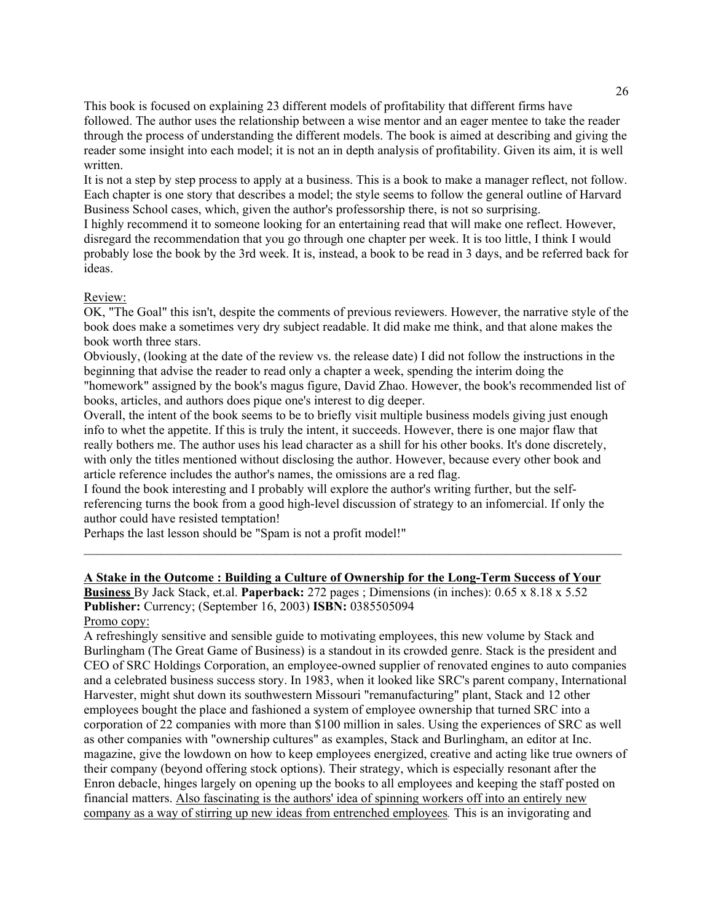This book is focused on explaining 23 different models of profitability that different firms have followed. The author uses the relationship between a wise mentor and an eager mentee to take the reader through the process of understanding the different models. The book is aimed at describing and giving the reader some insight into each model; it is not an in depth analysis of profitability. Given its aim, it is well written.

It is not a step by step process to apply at a business. This is a book to make a manager reflect, not follow. Each chapter is one story that describes a model; the style seems to follow the general outline of Harvard Business School cases, which, given the author's professorship there, is not so surprising.

I highly recommend it to someone looking for an entertaining read that will make one reflect. However, disregard the recommendation that you go through one chapter per week. It is too little, I think I would probably lose the book by the 3rd week. It is, instead, a book to be read in 3 days, and be referred back for ideas.

<u>Review:</u>

OK, "The Goal" this isn't, despite the comments of previous reviewers. However, the narrative style of the book does make a sometimes very dry subject readable. It did make me think, and that alone makes the book worth three stars.

Obviously, (looking at the date of the review vs. the release date) I did not follow the instructions in the beginning that advise the reader to read only a chapter a week, spending the interim doing the "homework" assigned by the book's magus figure, David Zhao. However, the book's recommended list of books, articles, and authors does pique one's interest to dig deeper.

Overall, the intent of the book seems to be to briefly visit multiple business models giving just enough info to whet the appetite. If this is truly the intent, it succeeds. However, there is one major flaw that really bothers me. The author uses his lead character as a shill for his other books. It's done discretely, with only the titles mentioned without disclosing the author. However, because every other book and article reference includes the author's names, the omissions are a red flag.

I found the book interesting and I probably will explore the author's writing further, but the self-referencing turns the book from a good high-level discussion of strategy to an infomercial. If only the author could have resisted temptation!

Perhaps the last lesson should be "Spam is not a profit model!"

---

**<u>A Stake in the Outcome : Building a Culture of Ownership for the Long-Term Success of Your Business</u>** By Jack Stack, et.al. **Paperback:** 272 pages ; Dimensions (in inches): 0.65 x 8.18 x 5.52 **Publisher:** Currency; (September 16, 2003) **ISBN:** 0385505094

<u>Promo copy:</u>

A refreshingly sensitive and sensible guide to motivating employees, this new volume by Stack and Burlingham (The Great Game of Business) is a standout in its crowded genre. Stack is the president and CEO of SRC Holdings Corporation, an employee-owned supplier of renovated engines to auto companies and a celebrated business success story. In 1983, when it looked like SRC's parent company, International Harvester, might shut down its southwestern Missouri "remanufacturing" plant, Stack and 12 other employees bought the place and fashioned a system of employee ownership that turned SRC into a corporation of 22 companies with more than $100 million in sales. Using the experiences of SRC as well as other companies with "ownership cultures" as examples, Stack and Burlingham, an editor at Inc. magazine, give the lowdown on how to keep employees energized, creative and acting like true owners of their company (beyond offering stock options). Their strategy, which is especially resonant after the Enron debacle, hinges largely on opening up the books to all employees and keeping the staff posted on financial matters. <u>Also fascinating is the authors' idea of spinning workers off into an entirely new company as a way of stirring up new ideas from entrenched employees</u>. This is an invigorating and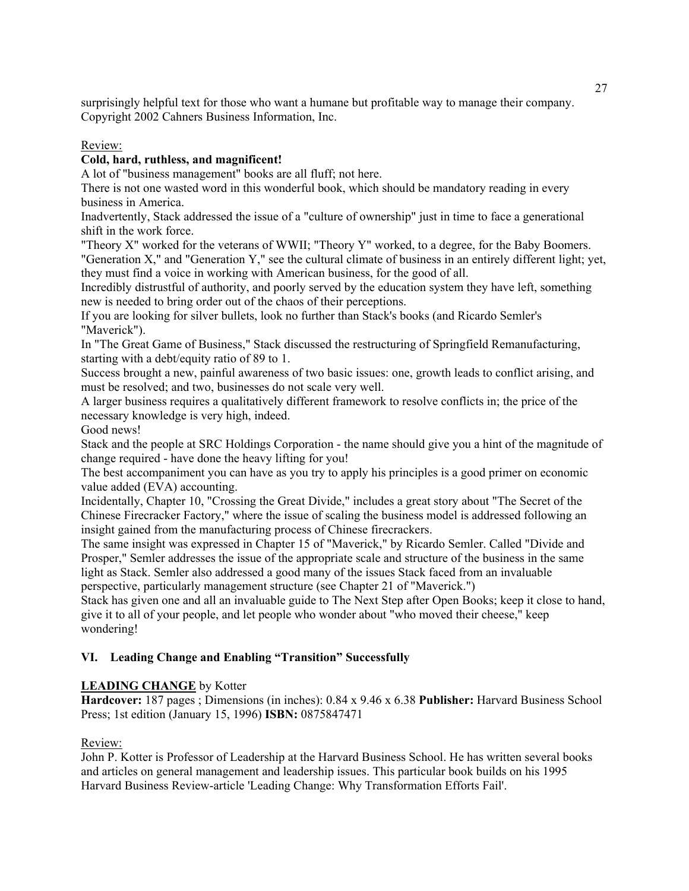surprisingly helpful text for those who want a humane but profitable way to manage their company. Copyright 2002 Cahners Business Information, Inc.

Review:

**Cold, hard, ruthless, and magnificent!**

A lot of "business management" books are all fluff; not here.

There is not one wasted word in this wonderful book, which should be mandatory reading in every business in America.

Inadvertently, Stack addressed the issue of a "culture of ownership" just in time to face a generational shift in the work force.

"Theory X" worked for the veterans of WWII; "Theory Y" worked, to a degree, for the Baby Boomers. "Generation X," and "Generation Y," see the cultural climate of business in an entirely different light; yet, they must find a voice in working with American business, for the good of all.

Incredibly distrustful of authority, and poorly served by the education system they have left, something new is needed to bring order out of the chaos of their perceptions.

If you are looking for silver bullets, look no further than Stack's books (and Ricardo Semler's "Maverick").

In "The Great Game of Business," Stack discussed the restructuring of Springfield Remanufacturing, starting with a debt/equity ratio of 89 to 1.

Success brought a new, painful awareness of two basic issues: one, growth leads to conflict arising, and must be resolved; and two, businesses do not scale very well.

A larger business requires a qualitatively different framework to resolve conflicts in; the price of the necessary knowledge is very high, indeed.

Good news!

Stack and the people at SRC Holdings Corporation - the name should give you a hint of the magnitude of change required - have done the heavy lifting for you!

The best accompaniment you can have as you try to apply his principles is a good primer on economic value added (EVA) accounting.

Incidentally, Chapter 10, "Crossing the Great Divide," includes a great story about "The Secret of the Chinese Firecracker Factory," where the issue of scaling the business model is addressed following an insight gained from the manufacturing process of Chinese firecrackers.

The same insight was expressed in Chapter 15 of "Maverick," by Ricardo Semler. Called "Divide and Prosper," Semler addresses the issue of the appropriate scale and structure of the business in the same light as Stack. Semler also addressed a good many of the issues Stack faced from an invaluable perspective, particularly management structure (see Chapter 21 of "Maverick.")

Stack has given one and all an invaluable guide to The Next Step after Open Books; keep it close to hand, give it to all of your people, and let people who wonder about "who moved their cheese," keep wondering!

## VI. Leading Change and Enabling "Transition" Successfully

**LEADING CHANGE** by Kotter

**Hardcover:** 187 pages ; Dimensions (in inches): 0.84 x 9.46 x 6.38 **Publisher:** Harvard Business School Press; 1st edition (January 15, 1996) **ISBN:** 0875847471

Review:

John P. Kotter is Professor of Leadership at the Harvard Business School. He has written several books and articles on general management and leadership issues. This particular book builds on his 1995 Harvard Business Review-article 'Leading Change: Why Transformation Efforts Fail'.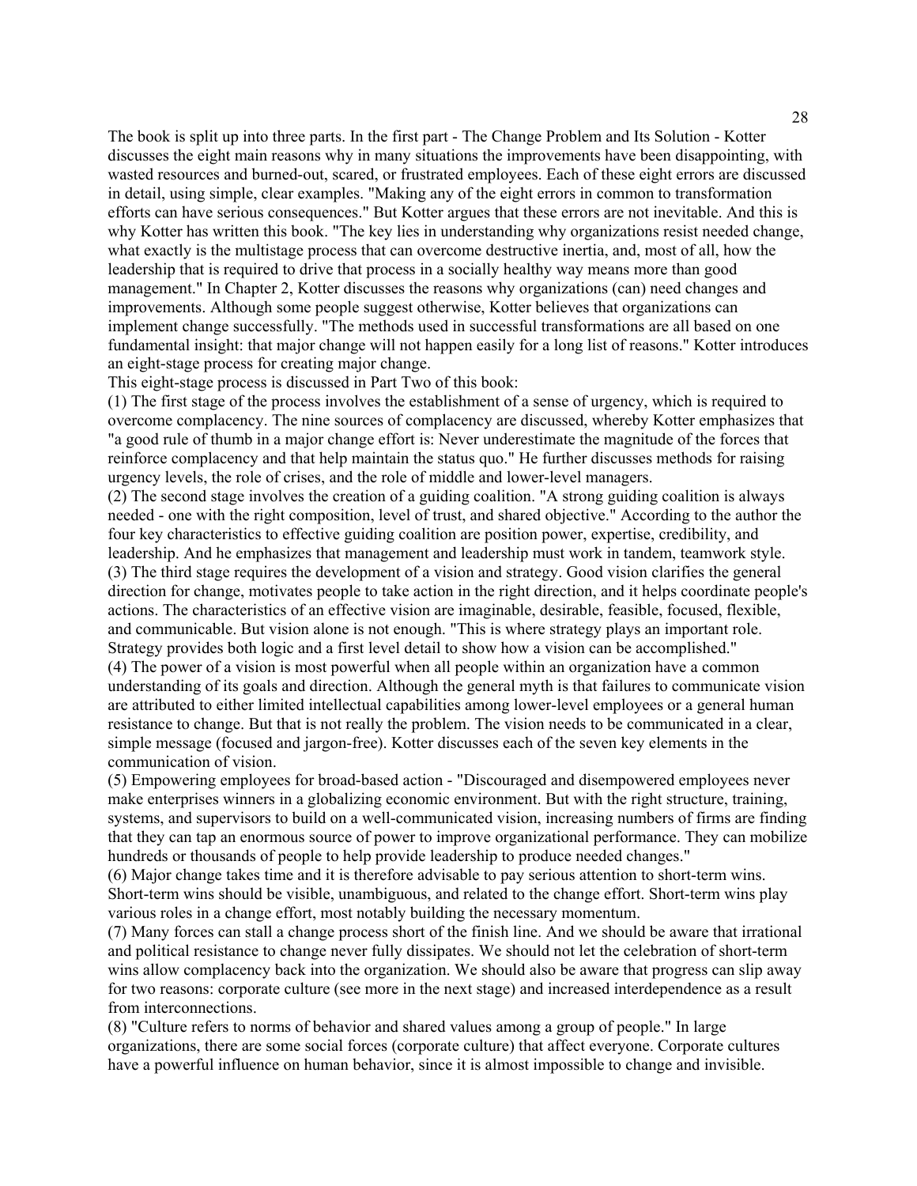The book is split up into three parts. In the first part - The Change Problem and Its Solution - Kotter discusses the eight main reasons why in many situations the improvements have been disappointing, with wasted resources and burned-out, scared, or frustrated employees. Each of these eight errors are discussed in detail, using simple, clear examples. "Making any of the eight errors in common to transformation efforts can have serious consequences." But Kotter argues that these errors are not inevitable. And this is why Kotter has written this book. "The key lies in understanding why organizations resist needed change, what exactly is the multistage process that can overcome destructive inertia, and, most of all, how the leadership that is required to drive that process in a socially healthy way means more than good management." In Chapter 2, Kotter discusses the reasons why organizations (can) need changes and improvements. Although some people suggest otherwise, Kotter believes that organizations can implement change successfully. "The methods used in successful transformations are all based on one fundamental insight: that major change will not happen easily for a long list of reasons." Kotter introduces an eight-stage process for creating major change.

This eight-stage process is discussed in Part Two of this book:

(1) The first stage of the process involves the establishment of a sense of urgency, which is required to overcome complacency. The nine sources of complacency are discussed, whereby Kotter emphasizes that "a good rule of thumb in a major change effort is: Never underestimate the magnitude of the forces that reinforce complacency and that help maintain the status quo." He further discusses methods for raising urgency levels, the role of crises, and the role of middle and lower-level managers.

(2) The second stage involves the creation of a guiding coalition. "A strong guiding coalition is always needed - one with the right composition, level of trust, and shared objective." According to the author the four key characteristics to effective guiding coalition are position power, expertise, credibility, and leadership. And he emphasizes that management and leadership must work in tandem, teamwork style.

(3) The third stage requires the development of a vision and strategy. Good vision clarifies the general direction for change, motivates people to take action in the right direction, and it helps coordinate people's actions. The characteristics of an effective vision are imaginable, desirable, feasible, focused, flexible, and communicable. But vision alone is not enough. "This is where strategy plays an important role. Strategy provides both logic and a first level detail to show how a vision can be accomplished."

(4) The power of a vision is most powerful when all people within an organization have a common understanding of its goals and direction. Although the general myth is that failures to communicate vision are attributed to either limited intellectual capabilities among lower-level employees or a general human resistance to change. But that is not really the problem. The vision needs to be communicated in a clear, simple message (focused and jargon-free). Kotter discusses each of the seven key elements in the communication of vision.

(5) Empowering employees for broad-based action - "Discouraged and disempowered employees never make enterprises winners in a globalizing economic environment. But with the right structure, training, systems, and supervisors to build on a well-communicated vision, increasing numbers of firms are finding that they can tap an enormous source of power to improve organizational performance. They can mobilize hundreds or thousands of people to help provide leadership to produce needed changes."

(6) Major change takes time and it is therefore advisable to pay serious attention to short-term wins. Short-term wins should be visible, unambiguous, and related to the change effort. Short-term wins play various roles in a change effort, most notably building the necessary momentum.

(7) Many forces can stall a change process short of the finish line. And we should be aware that irrational and political resistance to change never fully dissipates. We should not let the celebration of short-term wins allow complacency back into the organization. We should also be aware that progress can slip away for two reasons: corporate culture (see more in the next stage) and increased interdependence as a result from interconnections.

(8) "Culture refers to norms of behavior and shared values among a group of people." In large organizations, there are some social forces (corporate culture) that affect everyone. Corporate cultures have a powerful influence on human behavior, since it is almost impossible to change and invisible.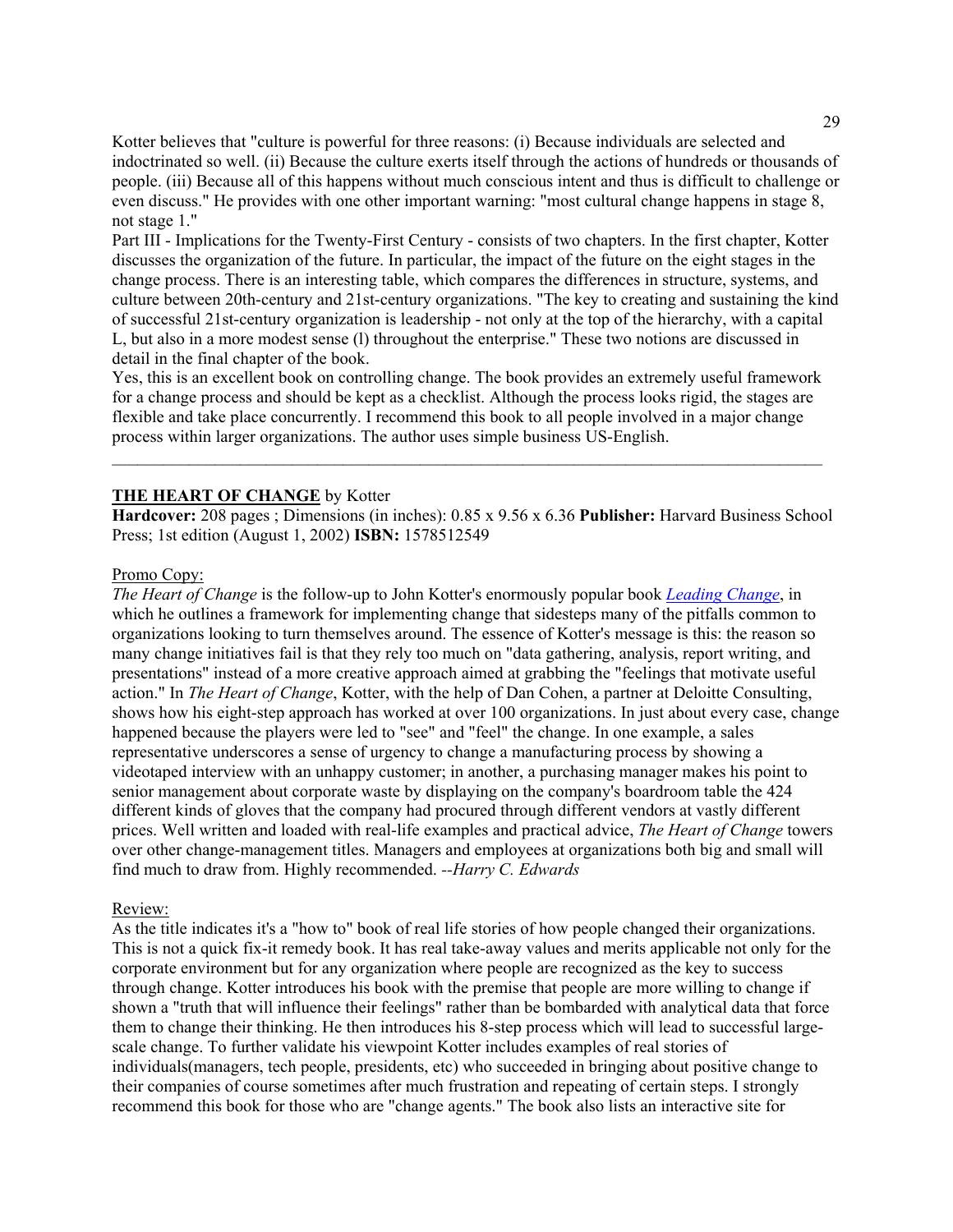Kotter believes that "culture is powerful for three reasons: (i) Because individuals are selected and indoctrinated so well. (ii) Because the culture exerts itself through the actions of hundreds or thousands of people. (iii) Because all of this happens without much conscious intent and thus is difficult to challenge or even discuss." He provides with one other important warning: "most cultural change happens in stage 8, not stage 1."

Part III - Implications for the Twenty-First Century - consists of two chapters. In the first chapter, Kotter discusses the organization of the future. In particular, the impact of the future on the eight stages in the change process. There is an interesting table, which compares the differences in structure, systems, and culture between 20th-century and 21st-century organizations. "The key to creating and sustaining the kind of successful 21st-century organization is leadership - not only at the top of the hierarchy, with a capital L, but also in a more modest sense (l) throughout the enterprise." These two notions are discussed in detail in the final chapter of the book.

Yes, this is an excellent book on controlling change. The book provides an extremely useful framework for a change process and should be kept as a checklist. Although the process looks rigid, the stages are flexible and take place concurrently. I recommend this book to all people involved in a major change process within larger organizations. The author uses simple business US-English.

---

**THE HEART OF CHANGE** by Kotter

**Hardcover:** 208 pages ; Dimensions (in inches): 0.85 x 9.56 x 6.36 **Publisher:** Harvard Business School Press; 1st edition (August 1, 2002) **ISBN:** 1578512549

Promo Copy:

*The Heart of Change* is the follow-up to John Kotter's enormously popular book *Leading Change*, in which he outlines a framework for implementing change that sidesteps many of the pitfalls common to organizations looking to turn themselves around. The essence of Kotter's message is this: the reason so many change initiatives fail is that they rely too much on "data gathering, analysis, report writing, and presentations" instead of a more creative approach aimed at grabbing the "feelings that motivate useful action." In *The Heart of Change*, Kotter, with the help of Dan Cohen, a partner at Deloitte Consulting, shows how his eight-step approach has worked at over 100 organizations. In just about every case, change happened because the players were led to "see" and "feel" the change. In one example, a sales representative underscores a sense of urgency to change a manufacturing process by showing a videotaped interview with an unhappy customer; in another, a purchasing manager makes his point to senior management about corporate waste by displaying on the company's boardroom table the 424 different kinds of gloves that the company had procured through different vendors at vastly different prices. Well written and loaded with real-life examples and practical advice, *The Heart of Change* towers over other change-management titles. Managers and employees at organizations both big and small will find much to draw from. Highly recommended. *--Harry C. Edwards*

Review:

As the title indicates it's a "how to" book of real life stories of how people changed their organizations. This is not a quick fix-it remedy book. It has real take-away values and merits applicable not only for the corporate environment but for any organization where people are recognized as the key to success through change. Kotter introduces his book with the premise that people are more willing to change if shown a "truth that will influence their feelings" rather than be bombarded with analytical data that force them to change their thinking. He then introduces his 8-step process which will lead to successful large-scale change. To further validate his viewpoint Kotter includes examples of real stories of individuals(managers, tech people, presidents, etc) who succeeded in bringing about positive change to their companies of course sometimes after much frustration and repeating of certain steps. I strongly recommend this book for those who are "change agents." The book also lists an interactive site for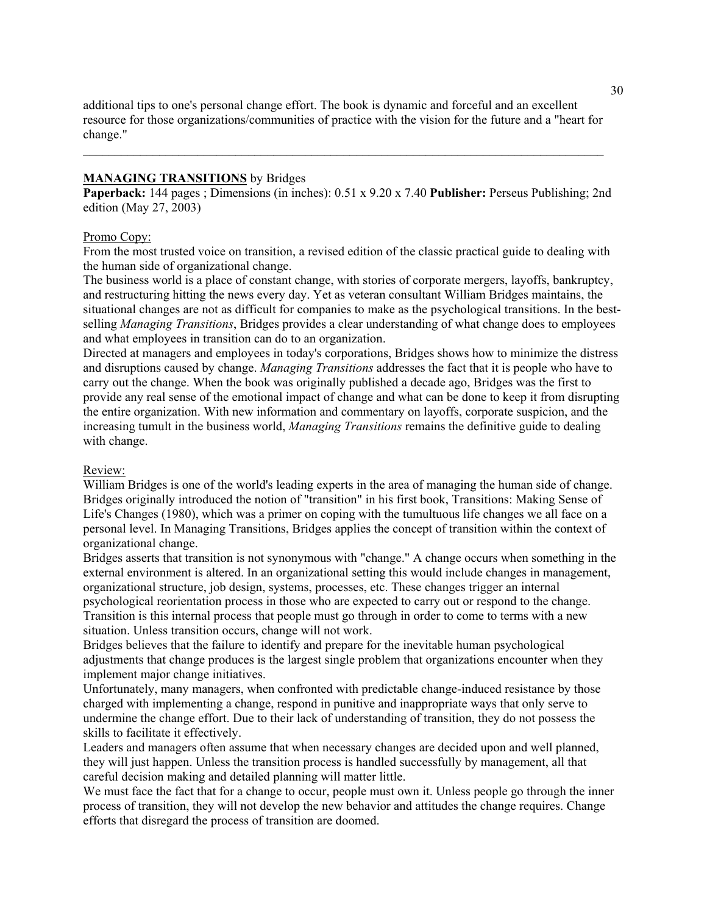additional tips to one's personal change effort. The book is dynamic and forceful and an excellent resource for those organizations/communities of practice with the vision for the future and a "heart for change."

---

**MANAGING TRANSITIONS** by Bridges

**Paperback:** 144 pages ; Dimensions (in inches): 0.51 x 9.20 x 7.40 **Publisher:** Perseus Publishing; 2nd edition (May 27, 2003)

Promo Copy:

From the most trusted voice on transition, a revised edition of the classic practical guide to dealing with the human side of organizational change.

The business world is a place of constant change, with stories of corporate mergers, layoffs, bankruptcy, and restructuring hitting the news every day. Yet as veteran consultant William Bridges maintains, the situational changes are not as difficult for companies to make as the psychological transitions. In the best-selling *Managing Transitions*, Bridges provides a clear understanding of what change does to employees and what employees in transition can do to an organization.

Directed at managers and employees in today's corporations, Bridges shows how to minimize the distress and disruptions caused by change. *Managing Transitions* addresses the fact that it is people who have to carry out the change. When the book was originally published a decade ago, Bridges was the first to provide any real sense of the emotional impact of change and what can be done to keep it from disrupting the entire organization. With new information and commentary on layoffs, corporate suspicion, and the increasing tumult in the business world, *Managing Transitions* remains the definitive guide to dealing with change.

Review:

William Bridges is one of the world's leading experts in the area of managing the human side of change. Bridges originally introduced the notion of "transition" in his first book, Transitions: Making Sense of Life's Changes (1980), which was a primer on coping with the tumultuous life changes we all face on a personal level. In Managing Transitions, Bridges applies the concept of transition within the context of organizational change.

Bridges asserts that transition is not synonymous with "change." A change occurs when something in the external environment is altered. In an organizational setting this would include changes in management, organizational structure, job design, systems, processes, etc. These changes trigger an internal psychological reorientation process in those who are expected to carry out or respond to the change. Transition is this internal process that people must go through in order to come to terms with a new situation. Unless transition occurs, change will not work.

Bridges believes that the failure to identify and prepare for the inevitable human psychological adjustments that change produces is the largest single problem that organizations encounter when they implement major change initiatives.

Unfortunately, many managers, when confronted with predictable change-induced resistance by those charged with implementing a change, respond in punitive and inappropriate ways that only serve to undermine the change effort. Due to their lack of understanding of transition, they do not possess the skills to facilitate it effectively.

Leaders and managers often assume that when necessary changes are decided upon and well planned, they will just happen. Unless the transition process is handled successfully by management, all that careful decision making and detailed planning will matter little.

We must face the fact that for a change to occur, people must own it. Unless people go through the inner process of transition, they will not develop the new behavior and attitudes the change requires. Change efforts that disregard the process of transition are doomed.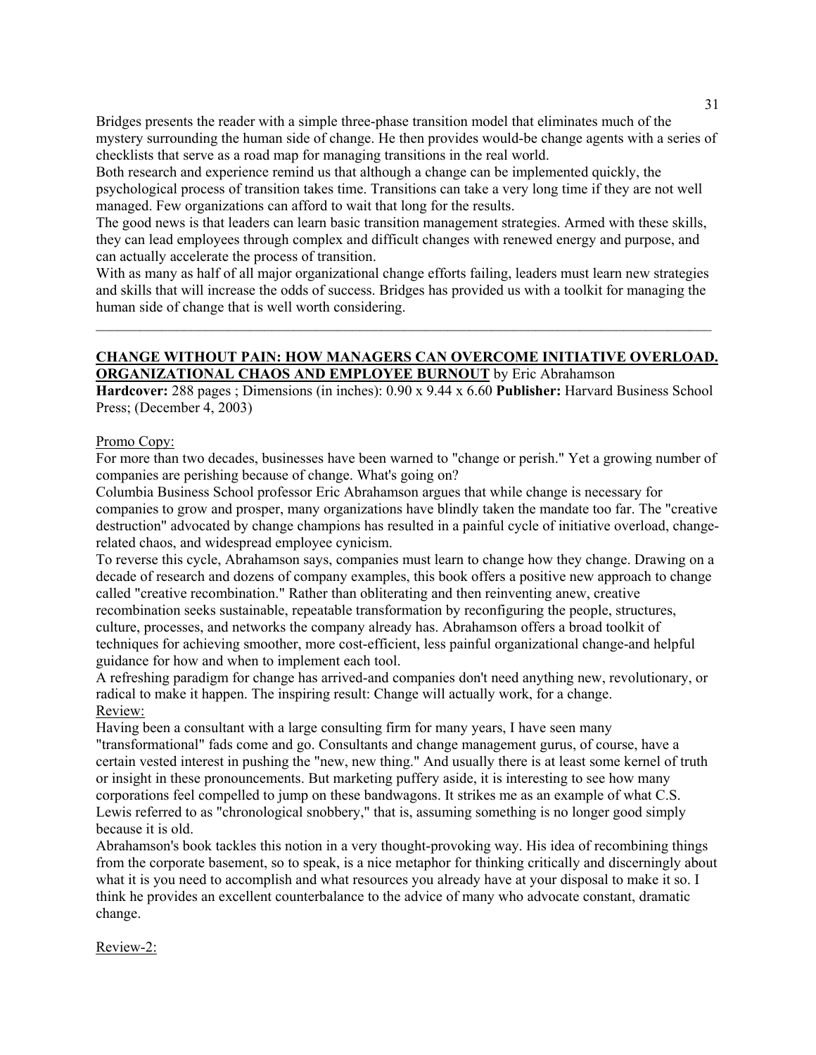Bridges presents the reader with a simple three-phase transition model that eliminates much of the mystery surrounding the human side of change. He then provides would-be change agents with a series of checklists that serve as a road map for managing transitions in the real world.

Both research and experience remind us that although a change can be implemented quickly, the psychological process of transition takes time. Transitions can take a very long time if they are not well managed. Few organizations can afford to wait that long for the results.

The good news is that leaders can learn basic transition management strategies. Armed with these skills, they can lead employees through complex and difficult changes with renewed energy and purpose, and can actually accelerate the process of transition.

With as many as half of all major organizational change efforts failing, leaders must learn new strategies and skills that will increase the odds of success. Bridges has provided us with a toolkit for managing the human side of change that is well worth considering.

---

**CHANGE WITHOUT PAIN: HOW MANAGERS CAN OVERCOME INITIATIVE OVERLOAD. ORGANIZATIONAL CHAOS AND EMPLOYEE BURNOUT** by Eric Abrahamson

**Hardcover:** 288 pages ; Dimensions (in inches): 0.90 x 9.44 x 6.60 **Publisher:** Harvard Business School Press; (December 4, 2003)

Promo Copy:

For more than two decades, businesses have been warned to "change or perish." Yet a growing number of companies are perishing because of change. What's going on?

Columbia Business School professor Eric Abrahamson argues that while change is necessary for companies to grow and prosper, many organizations have blindly taken the mandate too far. The "creative destruction" advocated by change champions has resulted in a painful cycle of initiative overload, change-related chaos, and widespread employee cynicism.

To reverse this cycle, Abrahamson says, companies must learn to change how they change. Drawing on a decade of research and dozens of company examples, this book offers a positive new approach to change called "creative recombination." Rather than obliterating and then reinventing anew, creative recombination seeks sustainable, repeatable transformation by reconfiguring the people, structures, culture, processes, and networks the company already has. Abrahamson offers a broad toolkit of techniques for achieving smoother, more cost-efficient, less painful organizational change-and helpful guidance for how and when to implement each tool.

A refreshing paradigm for change has arrived-and companies don't need anything new, revolutionary, or radical to make it happen. The inspiring result: Change will actually work, for a change.

Review:

Having been a consultant with a large consulting firm for many years, I have seen many "transformational" fads come and go. Consultants and change management gurus, of course, have a certain vested interest in pushing the "new, new thing." And usually there is at least some kernel of truth or insight in these pronouncements. But marketing puffery aside, it is interesting to see how many corporations feel compelled to jump on these bandwagons. It strikes me as an example of what C.S. Lewis referred to as "chronological snobbery," that is, assuming something is no longer good simply because it is old.

Abrahamson's book tackles this notion in a very thought-provoking way. His idea of recombining things from the corporate basement, so to speak, is a nice metaphor for thinking critically and discerningly about what it is you need to accomplish and what resources you already have at your disposal to make it so. I think he provides an excellent counterbalance to the advice of many who advocate constant, dramatic change.

Review-2: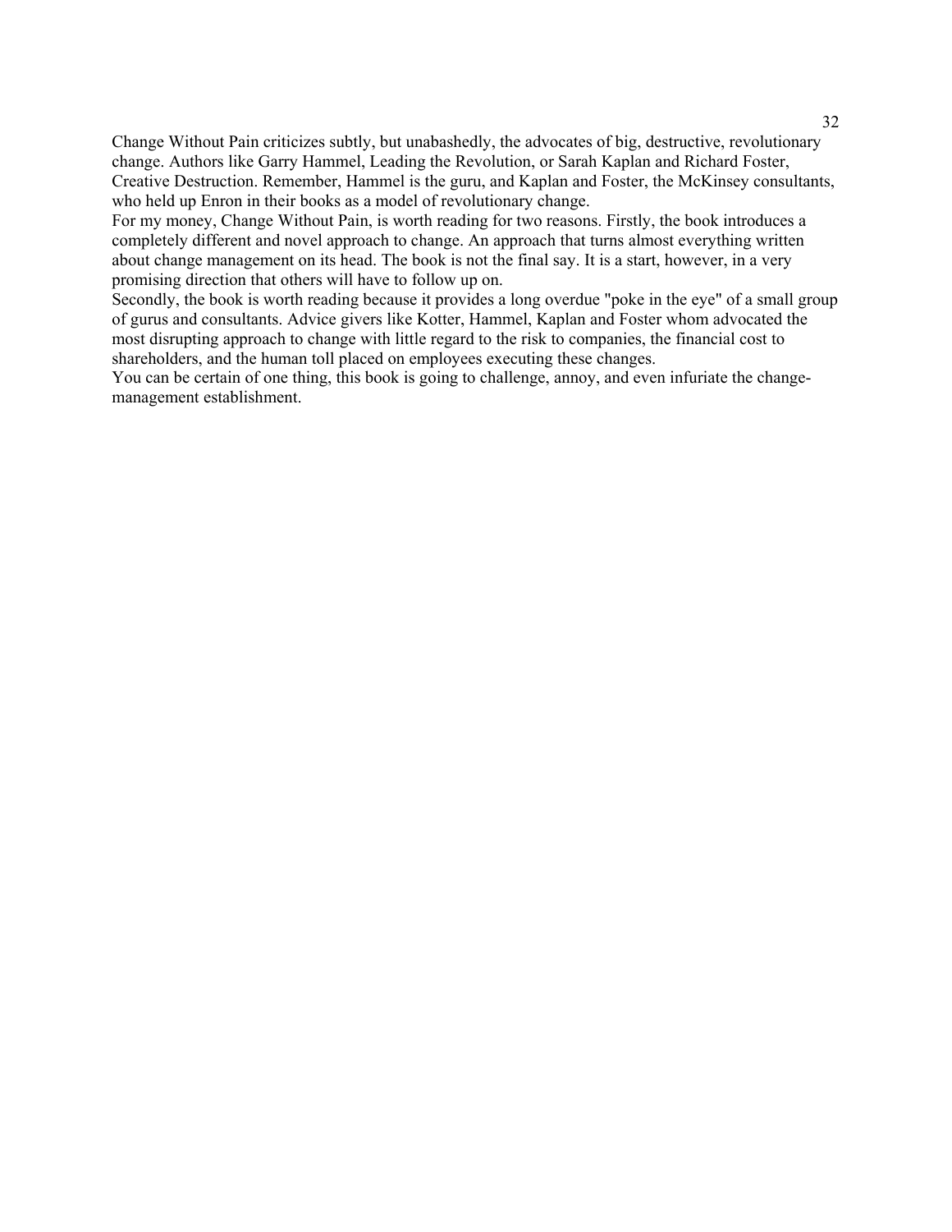Change Without Pain criticizes subtly, but unabashedly, the advocates of big, destructive, revolutionary change. Authors like Garry Hammel, Leading the Revolution, or Sarah Kaplan and Richard Foster, Creative Destruction. Remember, Hammel is the guru, and Kaplan and Foster, the McKinsey consultants, who held up Enron in their books as a model of revolutionary change.

For my money, Change Without Pain, is worth reading for two reasons. Firstly, the book introduces a completely different and novel approach to change. An approach that turns almost everything written about change management on its head. The book is not the final say. It is a start, however, in a very promising direction that others will have to follow up on.

Secondly, the book is worth reading because it provides a long overdue "poke in the eye" of a small group of gurus and consultants. Advice givers like Kotter, Hammel, Kaplan and Foster whom advocated the most disrupting approach to change with little regard to the risk to companies, the financial cost to shareholders, and the human toll placed on employees executing these changes.

You can be certain of one thing, this book is going to challenge, annoy, and even infuriate the change-management establishment.